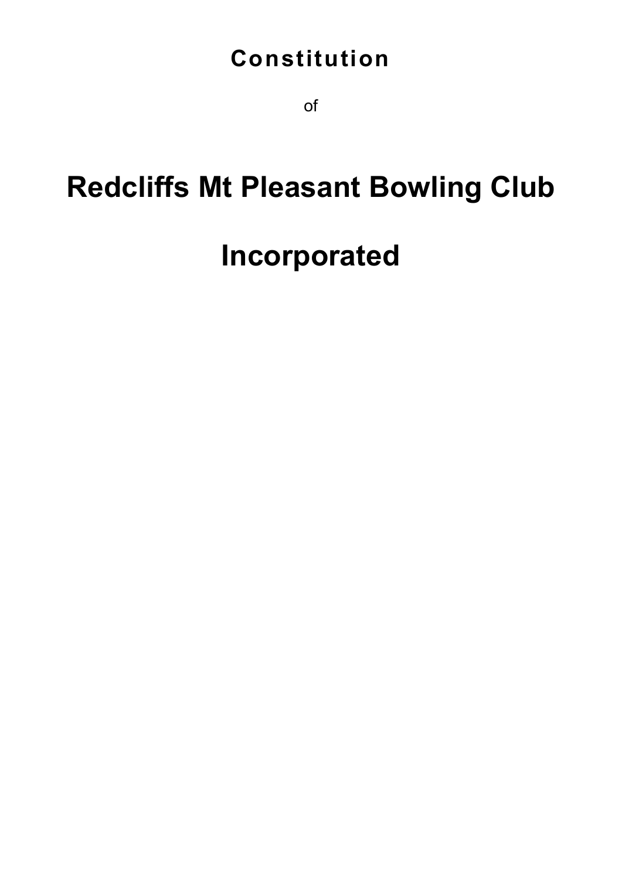**Constitution**

of

# Redcliffs Mt Pleasant Bowling Club

# Incorporated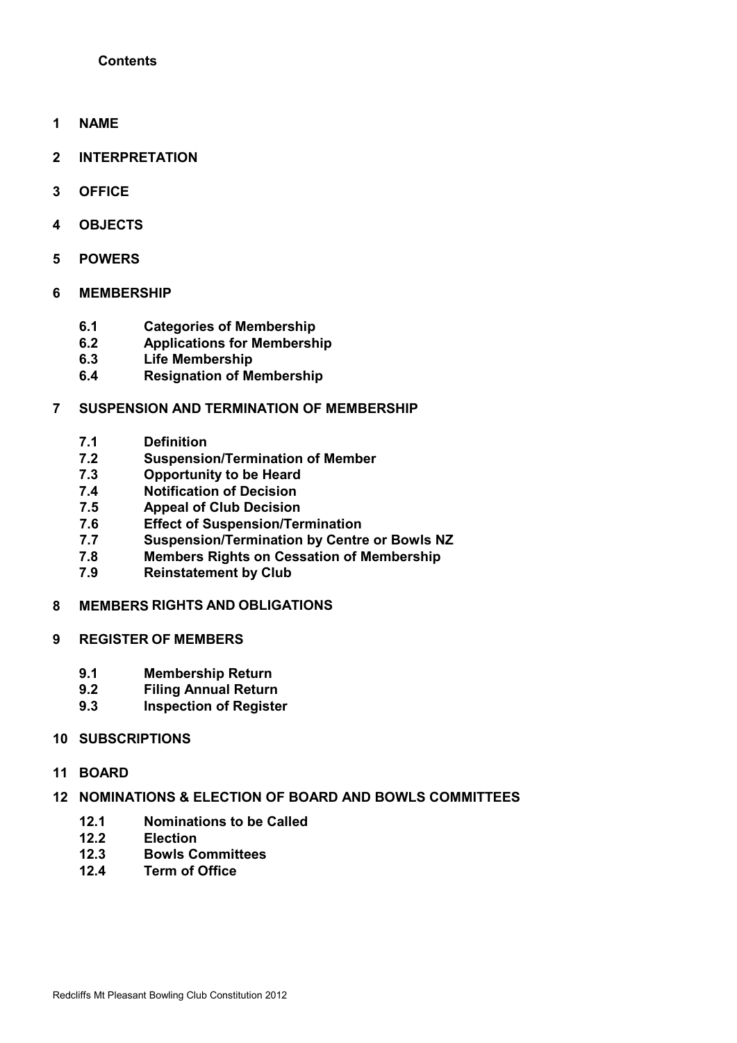**Contents**

**1 NAME**

**2 INTERPRETATION**

**3 OFFICE**

**4 OBJECTS**

**5 POWERS**

**6 MEMBERSHIP**

- **6.1 Categories of Membership**
- **6.2 Applications for Membership**
- **6.3 Life Membership**
- **6.4 Resignation of Membership**

**7 SUSPENSION AND TERMINATION OF MEMBERSHIP**

- **7.1 Definition**
- **7.2 Suspension/Termination of Member**
- **7.3 Opportunity to be Heard**
- **7.4 Notification of Decision**
- **7.5 Appeal of Club Decision**
- **7.6 Effect of Suspension/Termination**
- **7.7 Suspension/Termination by Centre or Bowls NZ**
- **7.8 Members Rights on Cessation of Membership**
- **7.9 Reinstatement by Club**

**8 MEMBERS RIGHTS AND OBLIGATIONS**

**9 REGISTER OF MEMBERS**

- **9.1 Membership Return**
- **9.2 Filing Annual Return**
- **9.3 Inspection of Register**

**10 SUBSCRIPTIONS**

**11 BOARD**

**12 NOMINATIONS & ELECTION OF BOARD AND BOWLS COMMITTEES**

- **12.1 Nominations to be Called**
- **12.2 Election**
- **12.3 Bowls Committees**
- **12.4 Term of Office**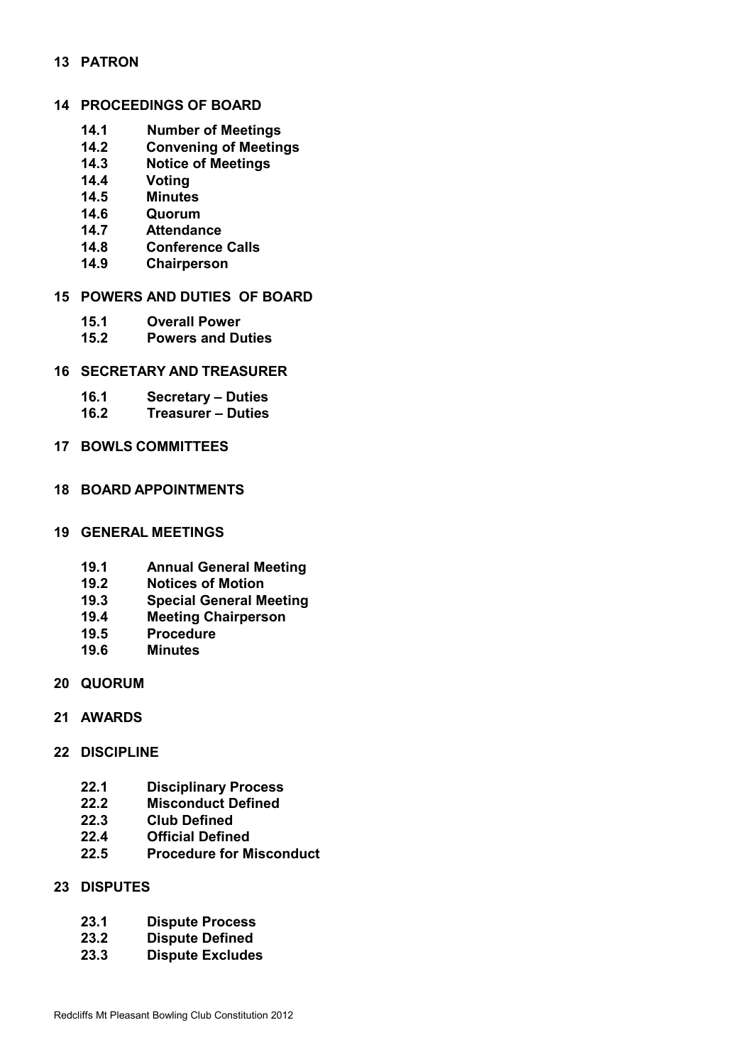**13 PATRON**

**14 PROCEEDINGS OF BOARD**

- **14.1 Number of Meetings**
- **14.2 Convening of Meetings**
- **14.3 Notice of Meetings**
- **14.4 Voting**
- **14.5 Minutes**
- **14.6 Quorum**
- **14.7 Attendance**
- **14.8 Conference Calls**
- **14.9 Chairperson**

**15 POWERS AND DUTIES OF BOARD**

- **15.1 Overall Power**
- **15.2 Powers and Duties**

**16 SECRETARY AND TREASURER**

- **16.1 Secretary – Duties**
- **16.2 Treasurer – Duties**

**17 BOWLS COMMITTEES**

**18 BOARD APPOINTMENTS**

**19 GENERAL MEETINGS**

- **19.1 Annual General Meeting**
- **19.2 Notices of Motion**
- **19.3 Special General Meeting**
- **19.4 Meeting Chairperson**
- **19.5 Procedure**
- **19.6 Minutes**

**20 QUORUM**

**21 AWARDS**

**22 DISCIPLINE**

- **22.1 Disciplinary Process**
- **22.2 Misconduct Defined**
- **22.3 Club Defined**
- **22.4 Official Defined**
- **22.5 Procedure for Misconduct**

**23 DISPUTES**

- **23.1 Dispute Process**
- **23.2 Dispute Defined**
- **23.3 Dispute Excludes**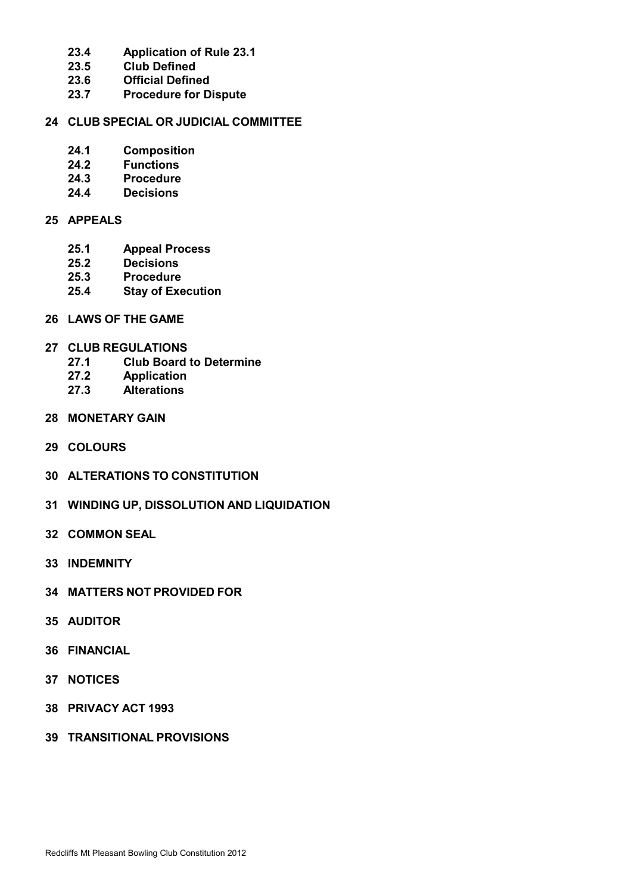**23.4 Application of Rule 23.1**
**23.5 Club Defined**
**23.6 Official Defined**
**23.7 Procedure for Dispute**

**24 CLUB SPECIAL OR JUDICIAL COMMITTEE**

**24.1 Composition**
**24.2 Functions**
**24.3 Procedure**
**24.4 Decisions**

**25 APPEALS**

**25.1 Appeal Process**
**25.2 Decisions**
**25.3 Procedure**
**25.4 Stay of Execution**

**26 LAWS OF THE GAME**

**27 CLUB REGULATIONS**
**27.1 Club Board to Determine**
**27.2 Application**
**27.3 Alterations**

**28 MONETARY GAIN**

**29 COLOURS**

**30 ALTERATIONS TO CONSTITUTION**

**31 WINDING UP, DISSOLUTION AND LIQUIDATION**

**32 COMMON SEAL**

**33 INDEMNITY**

**34 MATTERS NOT PROVIDED FOR**

**35 AUDITOR**

**36 FINANCIAL**

**37 NOTICES**

**38 PRIVACY ACT 1993**

**39 TRANSITIONAL PROVISIONS**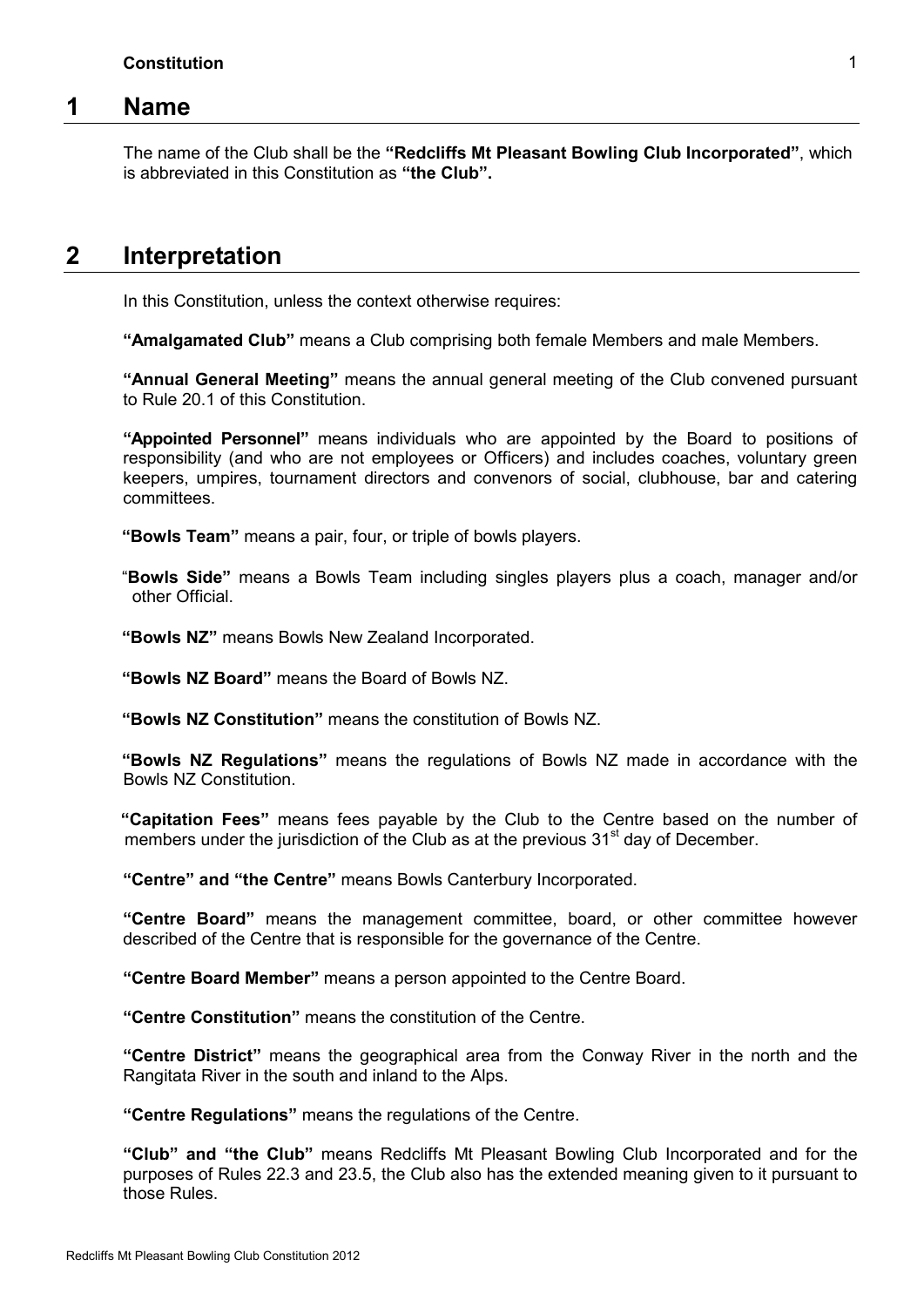# 1 Name

The name of the Club shall be the **"Redcliffs Mt Pleasant Bowling Club Incorporated"**, which is abbreviated in this Constitution as **"the Club".**

# 2 Interpretation

In this Constitution, unless the context otherwise requires:

**"Amalgamated Club"** means a Club comprising both female Members and male Members.

**"Annual General Meeting"** means the annual general meeting of the Club convened pursuant to Rule 20.1 of this Constitution.

**"Appointed Personnel"** means individuals who are appointed by the Board to positions of responsibility (and who are not employees or Officers) and includes coaches, voluntary green keepers, umpires, tournament directors and convenors of social, clubhouse, bar and catering committees.

**"Bowls Team"** means a pair, four, or triple of bowls players.

"**Bowls Side"** means a Bowls Team including singles players plus a coach, manager and/or other Official.

**"Bowls NZ"** means Bowls New Zealand Incorporated.

**"Bowls NZ Board"** means the Board of Bowls NZ.

**"Bowls NZ Constitution"** means the constitution of Bowls NZ.

**"Bowls NZ Regulations"** means the regulations of Bowls NZ made in accordance with the Bowls NZ Constitution.

**"Capitation Fees"** means fees payable by the Club to the Centre based on the number of members under the jurisdiction of the Club as at the previous 31st day of December.

**"Centre" and "the Centre"** means Bowls Canterbury Incorporated.

**"Centre Board"** means the management committee, board, or other committee however described of the Centre that is responsible for the governance of the Centre.

**"Centre Board Member"** means a person appointed to the Centre Board.

**"Centre Constitution"** means the constitution of the Centre.

**"Centre District"** means the geographical area from the Conway River in the north and the Rangitata River in the south and inland to the Alps.

**"Centre Regulations"** means the regulations of the Centre.

**"Club" and "the Club"** means Redcliffs Mt Pleasant Bowling Club Incorporated and for the purposes of Rules 22.3 and 23.5, the Club also has the extended meaning given to it pursuant to those Rules.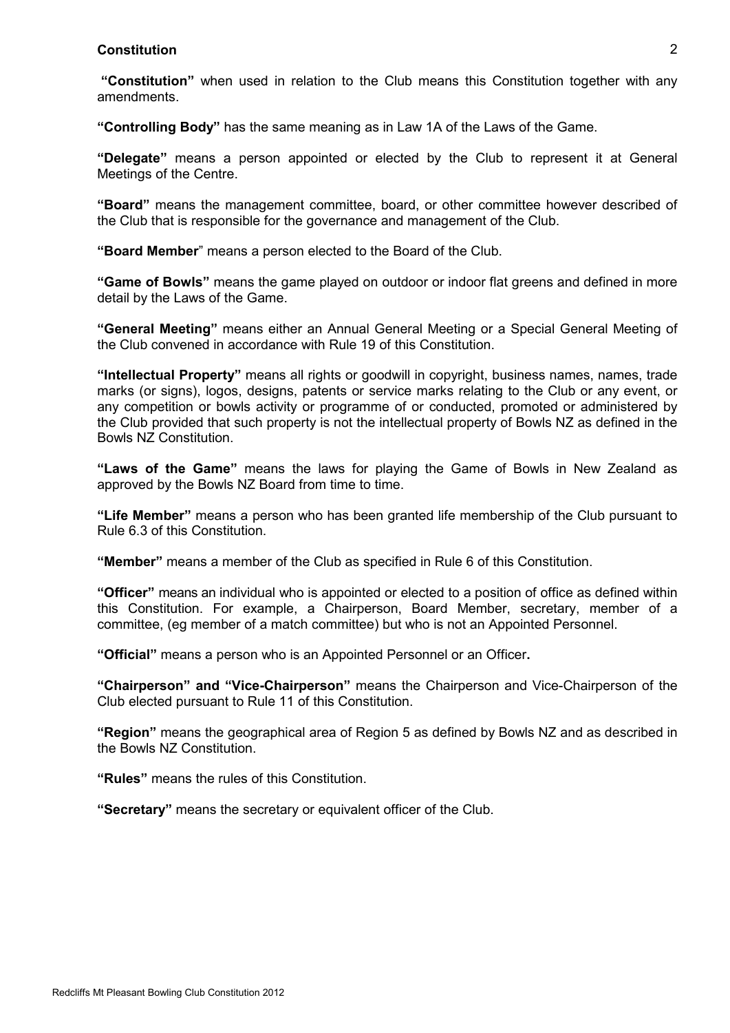**"Constitution"** when used in relation to the Club means this Constitution together with any amendments.

**"Controlling Body"** has the same meaning as in Law 1A of the Laws of the Game.

**"Delegate"** means a person appointed or elected by the Club to represent it at General Meetings of the Centre.

**"Board"** means the management committee, board, or other committee however described of the Club that is responsible for the governance and management of the Club.

**"Board Member**" means a person elected to the Board of the Club.

**"Game of Bowls"** means the game played on outdoor or indoor flat greens and defined in more detail by the Laws of the Game.

**"General Meeting"** means either an Annual General Meeting or a Special General Meeting of the Club convened in accordance with Rule 19 of this Constitution.

**"Intellectual Property"** means all rights or goodwill in copyright, business names, names, trade marks (or signs), logos, designs, patents or service marks relating to the Club or any event, or any competition or bowls activity or programme of or conducted, promoted or administered by the Club provided that such property is not the intellectual property of Bowls NZ as defined in the Bowls NZ Constitution.

**"Laws of the Game"** means the laws for playing the Game of Bowls in New Zealand as approved by the Bowls NZ Board from time to time.

**"Life Member"** means a person who has been granted life membership of the Club pursuant to Rule 6.3 of this Constitution.

**"Member"** means a member of the Club as specified in Rule 6 of this Constitution.

**"Officer"** means an individual who is appointed or elected to a position of office as defined within this Constitution. For example, a Chairperson, Board Member, secretary, member of a committee, (eg member of a match committee) but who is not an Appointed Personnel.

**"Official"** means a person who is an Appointed Personnel or an Officer**.**

**"Chairperson" and "Vice-Chairperson"** means the Chairperson and Vice-Chairperson of the Club elected pursuant to Rule 11 of this Constitution.

**"Region"** means the geographical area of Region 5 as defined by Bowls NZ and as described in the Bowls NZ Constitution.

**"Rules"** means the rules of this Constitution.

**"Secretary"** means the secretary or equivalent officer of the Club.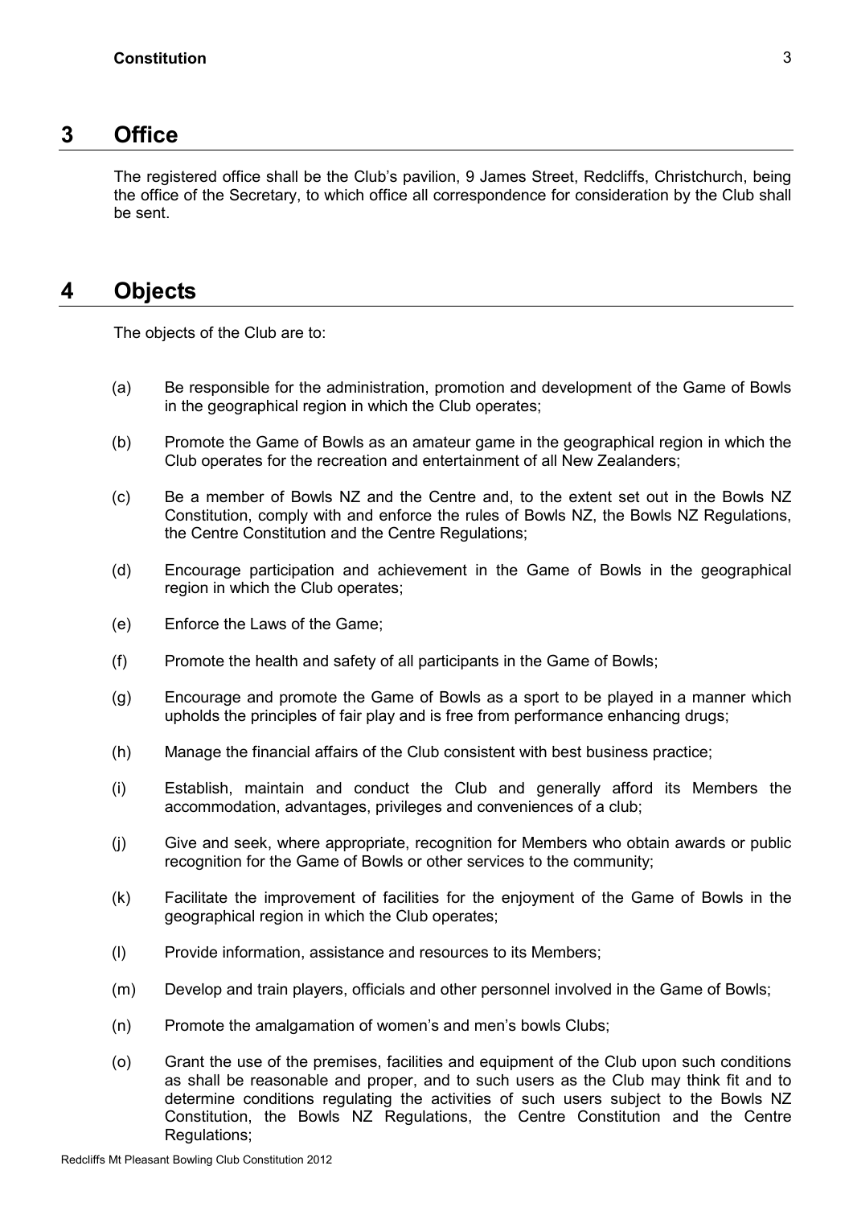# 3 Office

The registered office shall be the Club's pavilion, 9 James Street, Redcliffs, Christchurch, being the office of the Secretary, to which office all correspondence for consideration by the Club shall be sent.

# 4 Objects

The objects of the Club are to:

(a) Be responsible for the administration, promotion and development of the Game of Bowls in the geographical region in which the Club operates;

(b) Promote the Game of Bowls as an amateur game in the geographical region in which the Club operates for the recreation and entertainment of all New Zealanders;

(c) Be a member of Bowls NZ and the Centre and, to the extent set out in the Bowls NZ Constitution, comply with and enforce the rules of Bowls NZ, the Bowls NZ Regulations, the Centre Constitution and the Centre Regulations;

(d) Encourage participation and achievement in the Game of Bowls in the geographical region in which the Club operates;

(e) Enforce the Laws of the Game;

(f) Promote the health and safety of all participants in the Game of Bowls;

(g) Encourage and promote the Game of Bowls as a sport to be played in a manner which upholds the principles of fair play and is free from performance enhancing drugs;

(h) Manage the financial affairs of the Club consistent with best business practice;

(i) Establish, maintain and conduct the Club and generally afford its Members the accommodation, advantages, privileges and conveniences of a club;

(j) Give and seek, where appropriate, recognition for Members who obtain awards or public recognition for the Game of Bowls or other services to the community;

(k) Facilitate the improvement of facilities for the enjoyment of the Game of Bowls in the geographical region in which the Club operates;

(l) Provide information, assistance and resources to its Members;

(m) Develop and train players, officials and other personnel involved in the Game of Bowls;

(n) Promote the amalgamation of women's and men's bowls Clubs;

(o) Grant the use of the premises, facilities and equipment of the Club upon such conditions as shall be reasonable and proper, and to such users as the Club may think fit and to determine conditions regulating the activities of such users subject to the Bowls NZ Constitution, the Bowls NZ Regulations, the Centre Constitution and the Centre Regulations;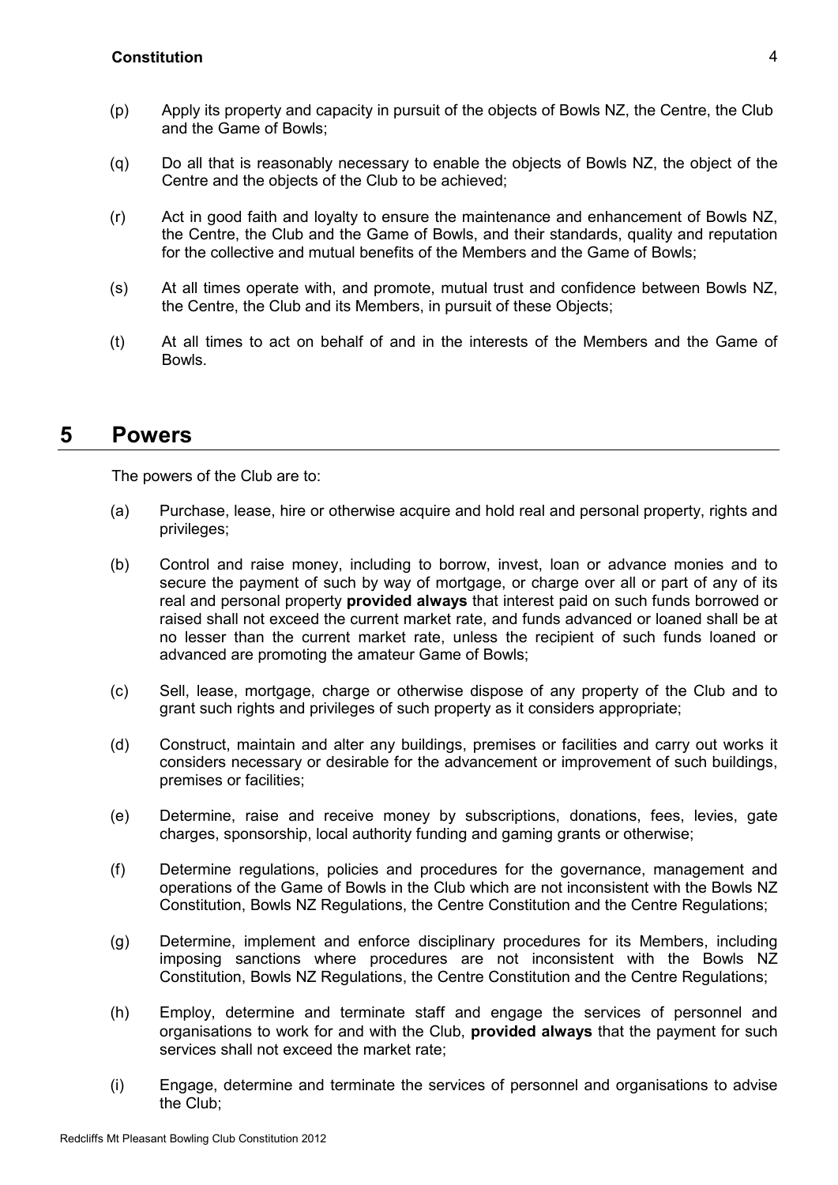(p) Apply its property and capacity in pursuit of the objects of Bowls NZ, the Centre, the Club and the Game of Bowls;

(q) Do all that is reasonably necessary to enable the objects of Bowls NZ, the object of the Centre and the objects of the Club to be achieved;

(r) Act in good faith and loyalty to ensure the maintenance and enhancement of Bowls NZ, the Centre, the Club and the Game of Bowls, and their standards, quality and reputation for the collective and mutual benefits of the Members and the Game of Bowls;

(s) At all times operate with, and promote, mutual trust and confidence between Bowls NZ, the Centre, the Club and its Members, in pursuit of these Objects;

(t) At all times to act on behalf of and in the interests of the Members and the Game of Bowls.

# 5 Powers

The powers of the Club are to:

(a) Purchase, lease, hire or otherwise acquire and hold real and personal property, rights and privileges;

(b) Control and raise money, including to borrow, invest, loan or advance monies and to secure the payment of such by way of mortgage, or charge over all or part of any of its real and personal property **provided always** that interest paid on such funds borrowed or raised shall not exceed the current market rate, and funds advanced or loaned shall be at no lesser than the current market rate, unless the recipient of such funds loaned or advanced are promoting the amateur Game of Bowls;

(c) Sell, lease, mortgage, charge or otherwise dispose of any property of the Club and to grant such rights and privileges of such property as it considers appropriate;

(d) Construct, maintain and alter any buildings, premises or facilities and carry out works it considers necessary or desirable for the advancement or improvement of such buildings, premises or facilities;

(e) Determine, raise and receive money by subscriptions, donations, fees, levies, gate charges, sponsorship, local authority funding and gaming grants or otherwise;

(f) Determine regulations, policies and procedures for the governance, management and operations of the Game of Bowls in the Club which are not inconsistent with the Bowls NZ Constitution, Bowls NZ Regulations, the Centre Constitution and the Centre Regulations;

(g) Determine, implement and enforce disciplinary procedures for its Members, including imposing sanctions where procedures are not inconsistent with the Bowls NZ Constitution, Bowls NZ Regulations, the Centre Constitution and the Centre Regulations;

(h) Employ, determine and terminate staff and engage the services of personnel and organisations to work for and with the Club, **provided always** that the payment for such services shall not exceed the market rate;

(i) Engage, determine and terminate the services of personnel and organisations to advise the Club;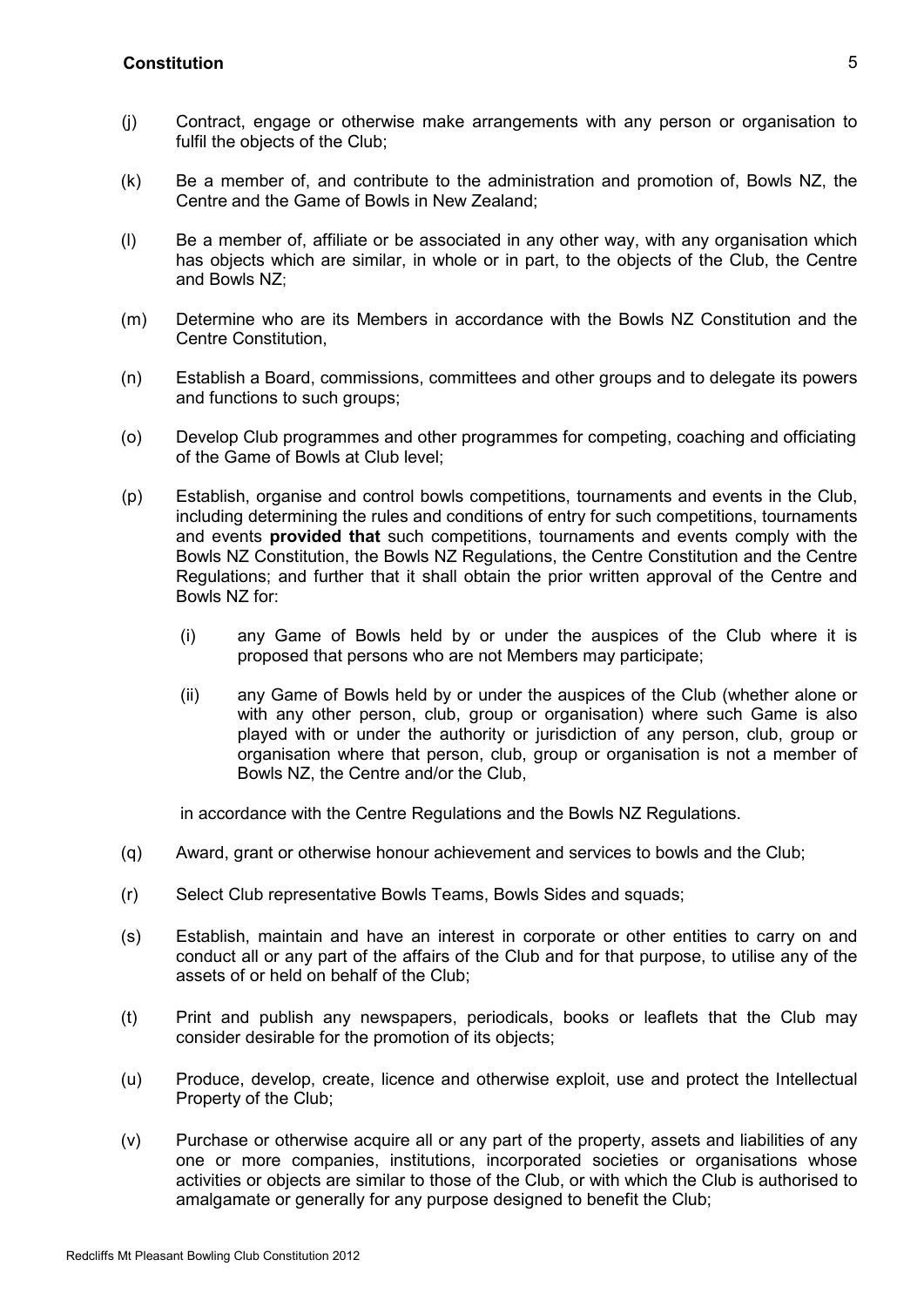(j) Contract, engage or otherwise make arrangements with any person or organisation to fulfil the objects of the Club;

(k) Be a member of, and contribute to the administration and promotion of, Bowls NZ, the Centre and the Game of Bowls in New Zealand;

(l) Be a member of, affiliate or be associated in any other way, with any organisation which has objects which are similar, in whole or in part, to the objects of the Club, the Centre and Bowls NZ;

(m) Determine who are its Members in accordance with the Bowls NZ Constitution and the Centre Constitution,

(n) Establish a Board, commissions, committees and other groups and to delegate its powers and functions to such groups;

(o) Develop Club programmes and other programmes for competing, coaching and officiating of the Game of Bowls at Club level;

(p) Establish, organise and control bowls competitions, tournaments and events in the Club, including determining the rules and conditions of entry for such competitions, tournaments and events **provided that** such competitions, tournaments and events comply with the Bowls NZ Constitution, the Bowls NZ Regulations, the Centre Constitution and the Centre Regulations; and further that it shall obtain the prior written approval of the Centre and Bowls NZ for:

   (i) any Game of Bowls held by or under the auspices of the Club where it is proposed that persons who are not Members may participate;

   (ii) any Game of Bowls held by or under the auspices of the Club (whether alone or with any other person, club, group or organisation) where such Game is also played with or under the authority or jurisdiction of any person, club, group or organisation where that person, club, group or organisation is not a member of Bowls NZ, the Centre and/or the Club,

   in accordance with the Centre Regulations and the Bowls NZ Regulations.

(q) Award, grant or otherwise honour achievement and services to bowls and the Club;

(r) Select Club representative Bowls Teams, Bowls Sides and squads;

(s) Establish, maintain and have an interest in corporate or other entities to carry on and conduct all or any part of the affairs of the Club and for that purpose, to utilise any of the assets of or held on behalf of the Club;

(t) Print and publish any newspapers, periodicals, books or leaflets that the Club may consider desirable for the promotion of its objects;

(u) Produce, develop, create, licence and otherwise exploit, use and protect the Intellectual Property of the Club;

(v) Purchase or otherwise acquire all or any part of the property, assets and liabilities of any one or more companies, institutions, incorporated societies or organisations whose activities or objects are similar to those of the Club, or with which the Club is authorised to amalgamate or generally for any purpose designed to benefit the Club;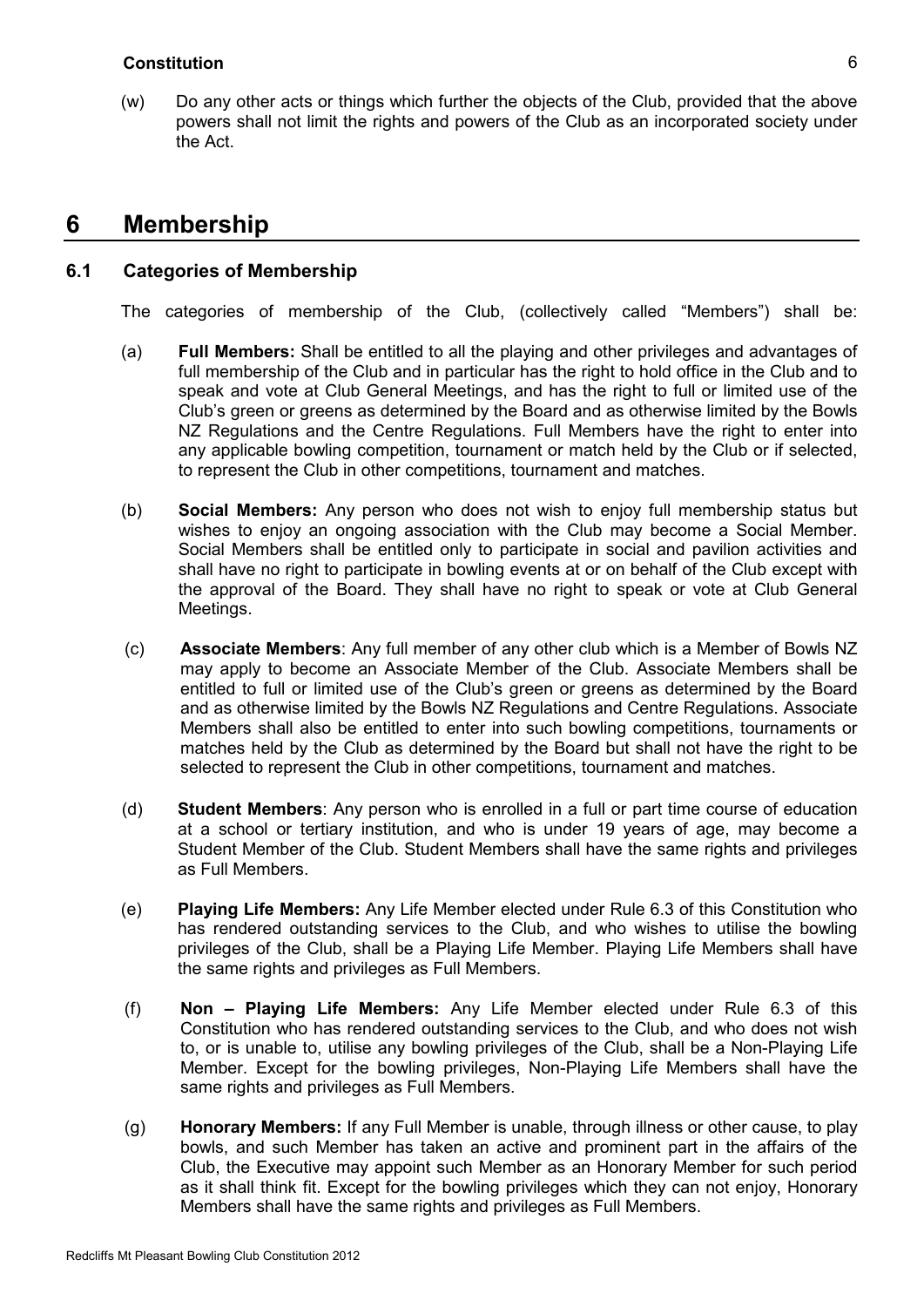(w) Do any other acts or things which further the objects of the Club, provided that the above powers shall not limit the rights and powers of the Club as an incorporated society under the Act.

# 6 Membership

## 6.1 Categories of Membership

The categories of membership of the Club, (collectively called "Members") shall be:

(a) **Full Members:** Shall be entitled to all the playing and other privileges and advantages of full membership of the Club and in particular has the right to hold office in the Club and to speak and vote at Club General Meetings, and has the right to full or limited use of the Club's green or greens as determined by the Board and as otherwise limited by the Bowls NZ Regulations and the Centre Regulations. Full Members have the right to enter into any applicable bowling competition, tournament or match held by the Club or if selected, to represent the Club in other competitions, tournament and matches.

(b) **Social Members:** Any person who does not wish to enjoy full membership status but wishes to enjoy an ongoing association with the Club may become a Social Member. Social Members shall be entitled only to participate in social and pavilion activities and shall have no right to participate in bowling events at or on behalf of the Club except with the approval of the Board. They shall have no right to speak or vote at Club General Meetings.

(c) **Associate Members**: Any full member of any other club which is a Member of Bowls NZ may apply to become an Associate Member of the Club. Associate Members shall be entitled to full or limited use of the Club's green or greens as determined by the Board and as otherwise limited by the Bowls NZ Regulations and Centre Regulations. Associate Members shall also be entitled to enter into such bowling competitions, tournaments or matches held by the Club as determined by the Board but shall not have the right to be selected to represent the Club in other competitions, tournament and matches.

(d) **Student Members**: Any person who is enrolled in a full or part time course of education at a school or tertiary institution, and who is under 19 years of age, may become a Student Member of the Club. Student Members shall have the same rights and privileges as Full Members.

(e) **Playing Life Members:** Any Life Member elected under Rule 6.3 of this Constitution who has rendered outstanding services to the Club, and who wishes to utilise the bowling privileges of the Club, shall be a Playing Life Member. Playing Life Members shall have the same rights and privileges as Full Members.

(f) **Non – Playing Life Members:** Any Life Member elected under Rule 6.3 of this Constitution who has rendered outstanding services to the Club, and who does not wish to, or is unable to, utilise any bowling privileges of the Club, shall be a Non-Playing Life Member. Except for the bowling privileges, Non-Playing Life Members shall have the same rights and privileges as Full Members.

(g) **Honorary Members:** If any Full Member is unable, through illness or other cause, to play bowls, and such Member has taken an active and prominent part in the affairs of the Club, the Executive may appoint such Member as an Honorary Member for such period as it shall think fit. Except for the bowling privileges which they can not enjoy, Honorary Members shall have the same rights and privileges as Full Members.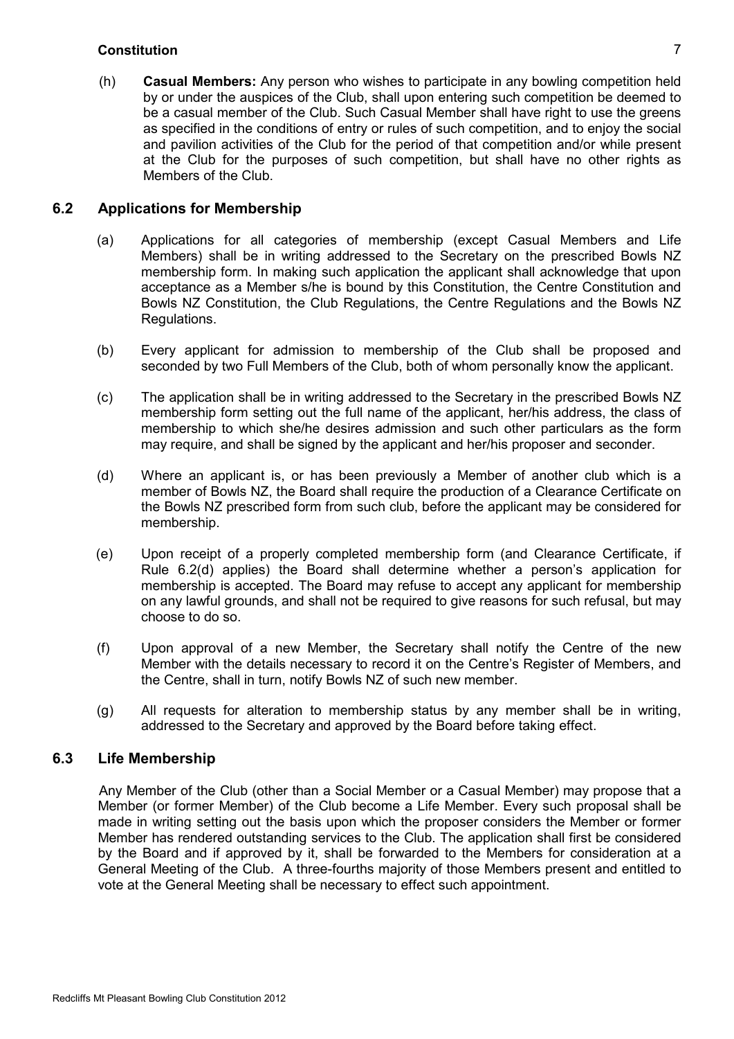(h) **Casual Members:** Any person who wishes to participate in any bowling competition held by or under the auspices of the Club, shall upon entering such competition be deemed to be a casual member of the Club. Such Casual Member shall have right to use the greens as specified in the conditions of entry or rules of such competition, and to enjoy the social and pavilion activities of the Club for the period of that competition and/or while present at the Club for the purposes of such competition, but shall have no other rights as Members of the Club.

## 6.2 Applications for Membership

(a) Applications for all categories of membership (except Casual Members and Life Members) shall be in writing addressed to the Secretary on the prescribed Bowls NZ membership form. In making such application the applicant shall acknowledge that upon acceptance as a Member s/he is bound by this Constitution, the Centre Constitution and Bowls NZ Constitution, the Club Regulations, the Centre Regulations and the Bowls NZ Regulations.

(b) Every applicant for admission to membership of the Club shall be proposed and seconded by two Full Members of the Club, both of whom personally know the applicant.

(c) The application shall be in writing addressed to the Secretary in the prescribed Bowls NZ membership form setting out the full name of the applicant, her/his address, the class of membership to which she/he desires admission and such other particulars as the form may require, and shall be signed by the applicant and her/his proposer and seconder.

(d) Where an applicant is, or has been previously a Member of another club which is a member of Bowls NZ, the Board shall require the production of a Clearance Certificate on the Bowls NZ prescribed form from such club, before the applicant may be considered for membership.

(e) Upon receipt of a properly completed membership form (and Clearance Certificate, if Rule 6.2(d) applies) the Board shall determine whether a person's application for membership is accepted. The Board may refuse to accept any applicant for membership on any lawful grounds, and shall not be required to give reasons for such refusal, but may choose to do so.

(f) Upon approval of a new Member, the Secretary shall notify the Centre of the new Member with the details necessary to record it on the Centre's Register of Members, and the Centre, shall in turn, notify Bowls NZ of such new member.

(g) All requests for alteration to membership status by any member shall be in writing, addressed to the Secretary and approved by the Board before taking effect.

## 6.3 Life Membership

Any Member of the Club (other than a Social Member or a Casual Member) may propose that a Member (or former Member) of the Club become a Life Member. Every such proposal shall be made in writing setting out the basis upon which the proposer considers the Member or former Member has rendered outstanding services to the Club. The application shall first be considered by the Board and if approved by it, shall be forwarded to the Members for consideration at a General Meeting of the Club. A three-fourths majority of those Members present and entitled to vote at the General Meeting shall be necessary to effect such appointment.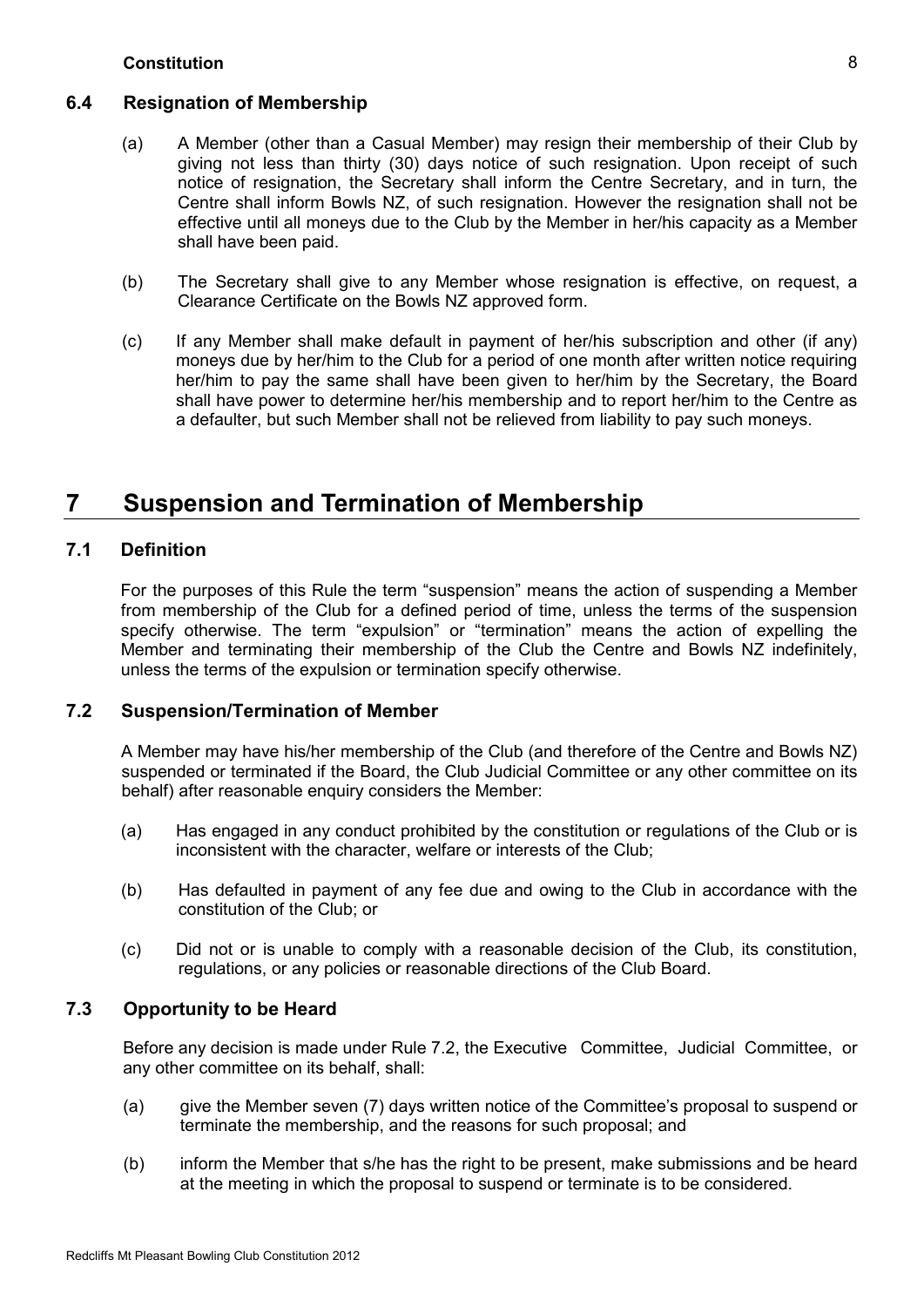### 6.4 Resignation of Membership

(a) A Member (other than a Casual Member) may resign their membership of their Club by giving not less than thirty (30) days notice of such resignation. Upon receipt of such notice of resignation, the Secretary shall inform the Centre Secretary, and in turn, the Centre shall inform Bowls NZ, of such resignation. However the resignation shall not be effective until all moneys due to the Club by the Member in her/his capacity as a Member shall have been paid.

(b) The Secretary shall give to any Member whose resignation is effective, on request, a Clearance Certificate on the Bowls NZ approved form.

(c) If any Member shall make default in payment of her/his subscription and other (if any) moneys due by her/him to the Club for a period of one month after written notice requiring her/him to pay the same shall have been given to her/him by the Secretary, the Board shall have power to determine her/his membership and to report her/him to the Centre as a defaulter, but such Member shall not be relieved from liability to pay such moneys.

## 7 Suspension and Termination of Membership

### 7.1 Definition

For the purposes of this Rule the term "suspension" means the action of suspending a Member from membership of the Club for a defined period of time, unless the terms of the suspension specify otherwise. The term "expulsion" or "termination" means the action of expelling the Member and terminating their membership of the Club the Centre and Bowls NZ indefinitely, unless the terms of the expulsion or termination specify otherwise.

### 7.2 Suspension/Termination of Member

A Member may have his/her membership of the Club (and therefore of the Centre and Bowls NZ) suspended or terminated if the Board, the Club Judicial Committee or any other committee on its behalf) after reasonable enquiry considers the Member:

(a) Has engaged in any conduct prohibited by the constitution or regulations of the Club or is inconsistent with the character, welfare or interests of the Club;

(b) Has defaulted in payment of any fee due and owing to the Club in accordance with the constitution of the Club; or

(c) Did not or is unable to comply with a reasonable decision of the Club, its constitution, regulations, or any policies or reasonable directions of the Club Board.

### 7.3 Opportunity to be Heard

Before any decision is made under Rule 7.2, the Executive Committee, Judicial Committee, or any other committee on its behalf, shall:

(a) give the Member seven (7) days written notice of the Committee's proposal to suspend or terminate the membership, and the reasons for such proposal; and

(b) inform the Member that s/he has the right to be present, make submissions and be heard at the meeting in which the proposal to suspend or terminate is to be considered.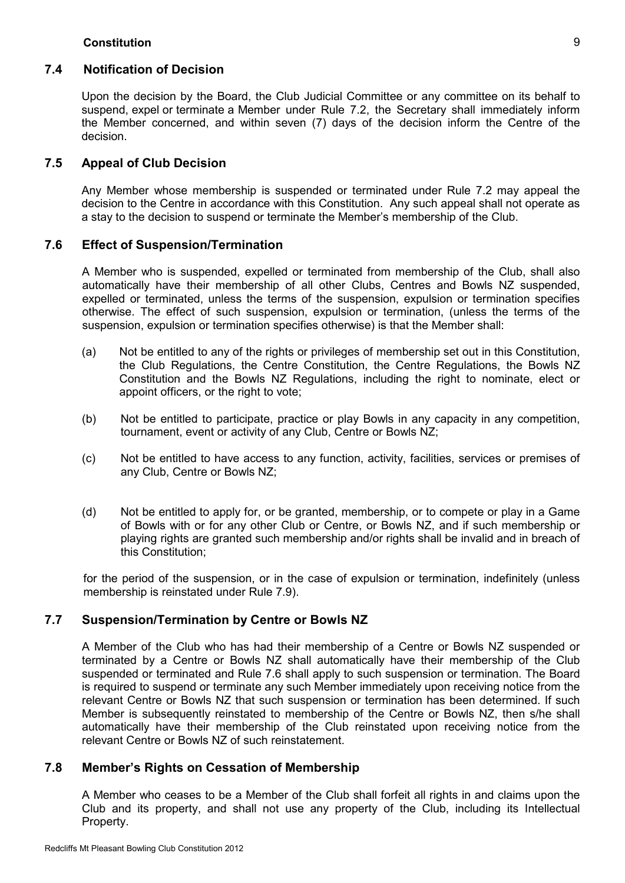### 7.4 Notification of Decision

Upon the decision by the Board, the Club Judicial Committee or any committee on its behalf to suspend, expel or terminate a Member under Rule 7.2, the Secretary shall immediately inform the Member concerned, and within seven (7) days of the decision inform the Centre of the decision.

### 7.5 Appeal of Club Decision

Any Member whose membership is suspended or terminated under Rule 7.2 may appeal the decision to the Centre in accordance with this Constitution. Any such appeal shall not operate as a stay to the decision to suspend or terminate the Member's membership of the Club.

### 7.6 Effect of Suspension/Termination

A Member who is suspended, expelled or terminated from membership of the Club, shall also automatically have their membership of all other Clubs, Centres and Bowls NZ suspended, expelled or terminated, unless the terms of the suspension, expulsion or termination specifies otherwise. The effect of such suspension, expulsion or termination, (unless the terms of the suspension, expulsion or termination specifies otherwise) is that the Member shall:

(a) Not be entitled to any of the rights or privileges of membership set out in this Constitution, the Club Regulations, the Centre Constitution, the Centre Regulations, the Bowls NZ Constitution and the Bowls NZ Regulations, including the right to nominate, elect or appoint officers, or the right to vote;

(b) Not be entitled to participate, practice or play Bowls in any capacity in any competition, tournament, event or activity of any Club, Centre or Bowls NZ;

(c) Not be entitled to have access to any function, activity, facilities, services or premises of any Club, Centre or Bowls NZ;

(d) Not be entitled to apply for, or be granted, membership, or to compete or play in a Game of Bowls with or for any other Club or Centre, or Bowls NZ, and if such membership or playing rights are granted such membership and/or rights shall be invalid and in breach of this Constitution;

for the period of the suspension, or in the case of expulsion or termination, indefinitely (unless membership is reinstated under Rule 7.9).

### 7.7 Suspension/Termination by Centre or Bowls NZ

A Member of the Club who has had their membership of a Centre or Bowls NZ suspended or terminated by a Centre or Bowls NZ shall automatically have their membership of the Club suspended or terminated and Rule 7.6 shall apply to such suspension or termination. The Board is required to suspend or terminate any such Member immediately upon receiving notice from the relevant Centre or Bowls NZ that such suspension or termination has been determined. If such Member is subsequently reinstated to membership of the Centre or Bowls NZ, then s/he shall automatically have their membership of the Club reinstated upon receiving notice from the relevant Centre or Bowls NZ of such reinstatement.

### 7.8 Member's Rights on Cessation of Membership

A Member who ceases to be a Member of the Club shall forfeit all rights in and claims upon the Club and its property, and shall not use any property of the Club, including its Intellectual Property.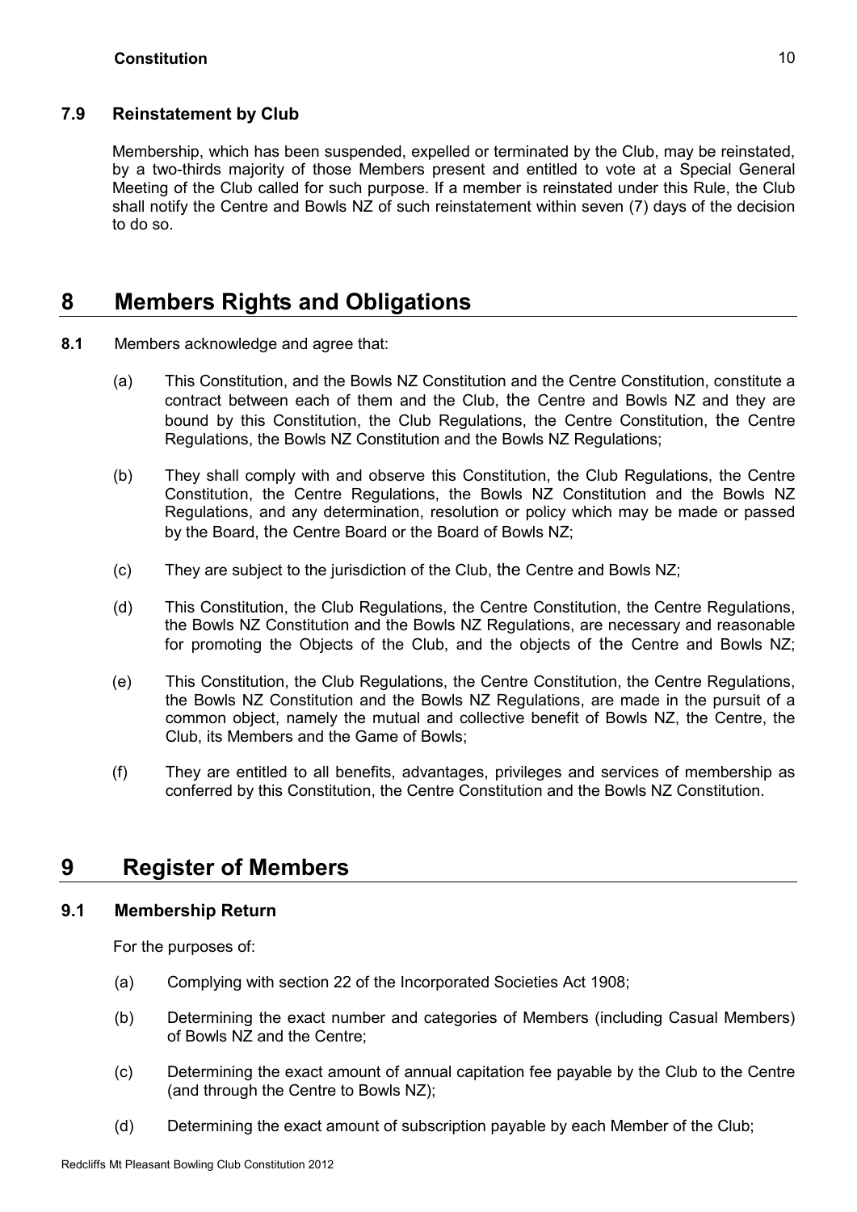### 7.9 Reinstatement by Club

Membership, which has been suspended, expelled or terminated by the Club, may be reinstated, by a two-thirds majority of those Members present and entitled to vote at a Special General Meeting of the Club called for such purpose. If a member is reinstated under this Rule, the Club shall notify the Centre and Bowls NZ of such reinstatement within seven (7) days of the decision to do so.

# 8 Members Rights and Obligations

**8.1** Members acknowledge and agree that:

(a) This Constitution, and the Bowls NZ Constitution and the Centre Constitution, constitute a contract between each of them and the Club, the Centre and Bowls NZ and they are bound by this Constitution, the Club Regulations, the Centre Constitution, the Centre Regulations, the Bowls NZ Constitution and the Bowls NZ Regulations;

(b) They shall comply with and observe this Constitution, the Club Regulations, the Centre Constitution, the Centre Regulations, the Bowls NZ Constitution and the Bowls NZ Regulations, and any determination, resolution or policy which may be made or passed by the Board, the Centre Board or the Board of Bowls NZ;

(c) They are subject to the jurisdiction of the Club, the Centre and Bowls NZ;

(d) This Constitution, the Club Regulations, the Centre Constitution, the Centre Regulations, the Bowls NZ Constitution and the Bowls NZ Regulations, are necessary and reasonable for promoting the Objects of the Club, and the objects of the Centre and Bowls NZ;

(e) This Constitution, the Club Regulations, the Centre Constitution, the Centre Regulations, the Bowls NZ Constitution and the Bowls NZ Regulations, are made in the pursuit of a common object, namely the mutual and collective benefit of Bowls NZ, the Centre, the Club, its Members and the Game of Bowls;

(f) They are entitled to all benefits, advantages, privileges and services of membership as conferred by this Constitution, the Centre Constitution and the Bowls NZ Constitution.

# 9 Register of Members

### 9.1 Membership Return

For the purposes of:

(a) Complying with section 22 of the Incorporated Societies Act 1908;

(b) Determining the exact number and categories of Members (including Casual Members) of Bowls NZ and the Centre;

(c) Determining the exact amount of annual capitation fee payable by the Club to the Centre (and through the Centre to Bowls NZ);

(d) Determining the exact amount of subscription payable by each Member of the Club;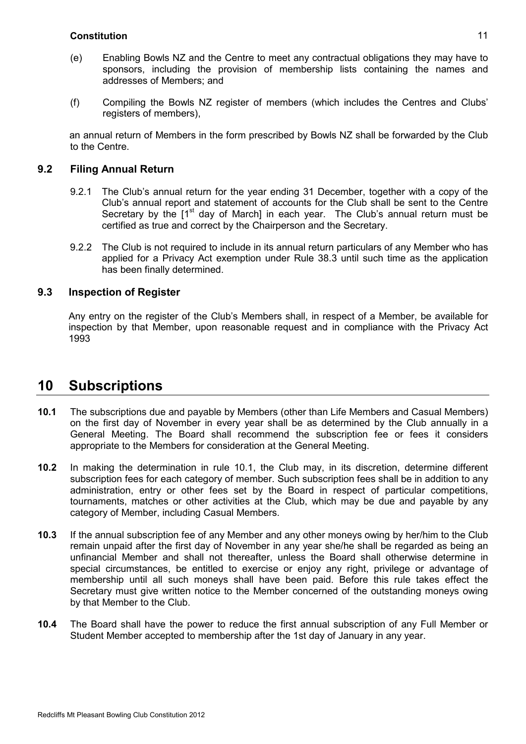(e) Enabling Bowls NZ and the Centre to meet any contractual obligations they may have to sponsors, including the provision of membership lists containing the names and addresses of Members; and

(f) Compiling the Bowls NZ register of members (which includes the Centres and Clubs' registers of members),

an annual return of Members in the form prescribed by Bowls NZ shall be forwarded by the Club to the Centre.

### 9.2 Filing Annual Return

9.2.1 The Club's annual return for the year ending 31 December, together with a copy of the Club's annual report and statement of accounts for the Club shall be sent to the Centre Secretary by the [1st day of March] in each year. The Club's annual return must be certified as true and correct by the Chairperson and the Secretary.

9.2.2 The Club is not required to include in its annual return particulars of any Member who has applied for a Privacy Act exemption under Rule 38.3 until such time as the application has been finally determined.

### 9.3 Inspection of Register

Any entry on the register of the Club's Members shall, in respect of a Member, be available for inspection by that Member, upon reasonable request and in compliance with the Privacy Act 1993

## 10 Subscriptions

**10.1** The subscriptions due and payable by Members (other than Life Members and Casual Members) on the first day of November in every year shall be as determined by the Club annually in a General Meeting. The Board shall recommend the subscription fee or fees it considers appropriate to the Members for consideration at the General Meeting.

**10.2** In making the determination in rule 10.1, the Club may, in its discretion, determine different subscription fees for each category of member. Such subscription fees shall be in addition to any administration, entry or other fees set by the Board in respect of particular competitions, tournaments, matches or other activities at the Club, which may be due and payable by any category of Member, including Casual Members.

**10.3** If the annual subscription fee of any Member and any other moneys owing by her/him to the Club remain unpaid after the first day of November in any year she/he shall be regarded as being an unfinancial Member and shall not thereafter, unless the Board shall otherwise determine in special circumstances, be entitled to exercise or enjoy any right, privilege or advantage of membership until all such moneys shall have been paid. Before this rule takes effect the Secretary must give written notice to the Member concerned of the outstanding moneys owing by that Member to the Club.

**10.4** The Board shall have the power to reduce the first annual subscription of any Full Member or Student Member accepted to membership after the 1st day of January in any year.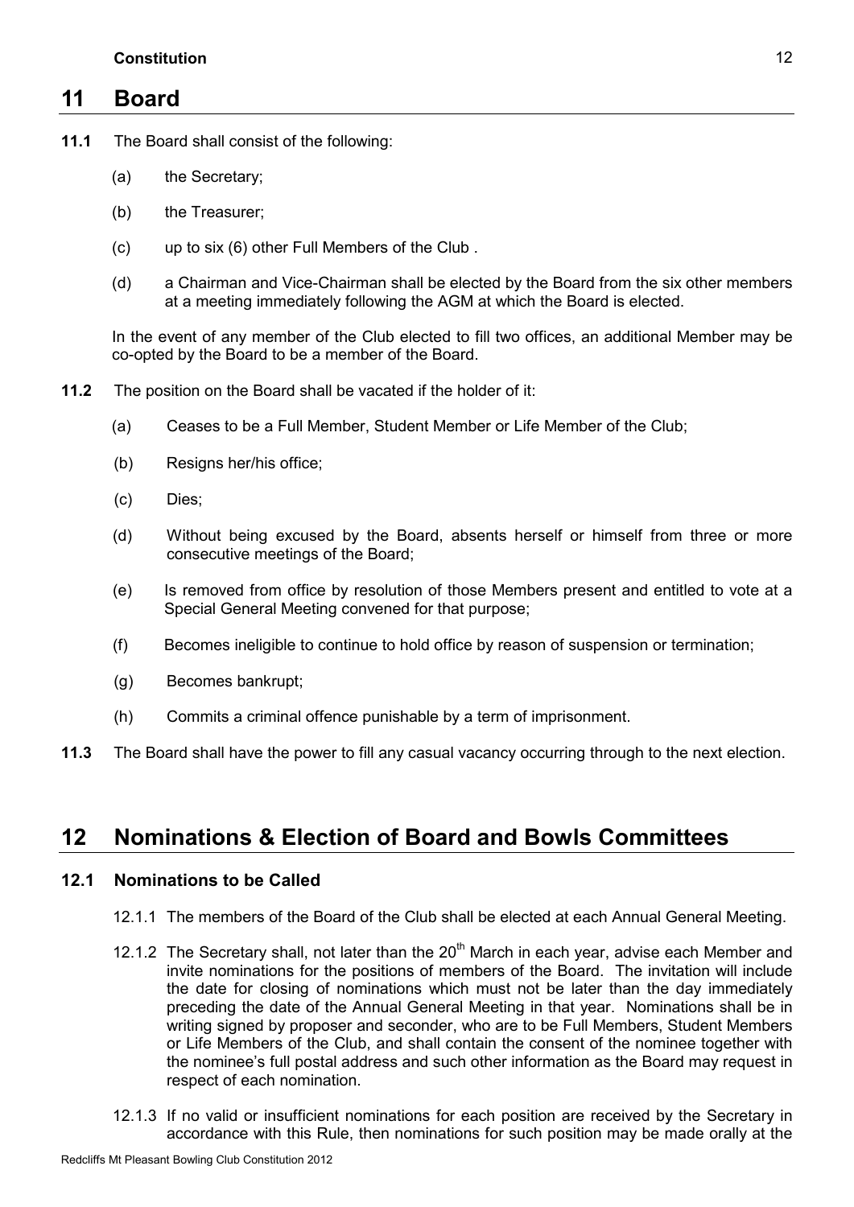# 11 Board

**11.1** The Board shall consist of the following:

(a) the Secretary;

(b) the Treasurer;

(c) up to six (6) other Full Members of the Club .

(d) a Chairman and Vice-Chairman shall be elected by the Board from the six other members at a meeting immediately following the AGM at which the Board is elected.

In the event of any member of the Club elected to fill two offices, an additional Member may be co-opted by the Board to be a member of the Board.

**11.2** The position on the Board shall be vacated if the holder of it:

(a) Ceases to be a Full Member, Student Member or Life Member of the Club;

(b) Resigns her/his office;

(c) Dies;

(d) Without being excused by the Board, absents herself or himself from three or more consecutive meetings of the Board;

(e) Is removed from office by resolution of those Members present and entitled to vote at a Special General Meeting convened for that purpose;

(f) Becomes ineligible to continue to hold office by reason of suspension or termination;

(g) Becomes bankrupt;

(h) Commits a criminal offence punishable by a term of imprisonment.

**11.3** The Board shall have the power to fill any casual vacancy occurring through to the next election.

# 12 Nominations & Election of Board and Bowls Committees

## 12.1 Nominations to be Called

12.1.1 The members of the Board of the Club shall be elected at each Annual General Meeting.

12.1.2 The Secretary shall, not later than the 20th March in each year, advise each Member and invite nominations for the positions of members of the Board. The invitation will include the date for closing of nominations which must not be later than the day immediately preceding the date of the Annual General Meeting in that year. Nominations shall be in writing signed by proposer and seconder, who are to be Full Members, Student Members or Life Members of the Club, and shall contain the consent of the nominee together with the nominee's full postal address and such other information as the Board may request in respect of each nomination.

12.1.3 If no valid or insufficient nominations for each position are received by the Secretary in accordance with this Rule, then nominations for such position may be made orally at the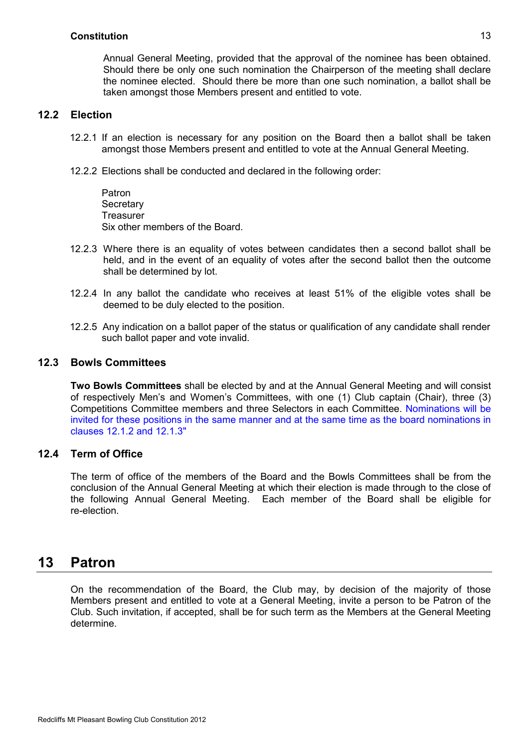Annual General Meeting, provided that the approval of the nominee has been obtained. Should there be only one such nomination the Chairperson of the meeting shall declare the nominee elected. Should there be more than one such nomination, a ballot shall be taken amongst those Members present and entitled to vote.

### 12.2 Election

12.2.1 If an election is necessary for any position on the Board then a ballot shall be taken amongst those Members present and entitled to vote at the Annual General Meeting.

12.2.2 Elections shall be conducted and declared in the following order:

Patron
Secretary
Treasurer
Six other members of the Board.

12.2.3 Where there is an equality of votes between candidates then a second ballot shall be held, and in the event of an equality of votes after the second ballot then the outcome shall be determined by lot.

12.2.4 In any ballot the candidate who receives at least 51% of the eligible votes shall be deemed to be duly elected to the position.

12.2.5 Any indication on a ballot paper of the status or qualification of any candidate shall render such ballot paper and vote invalid.

### 12.3 Bowls Committees

**Two Bowls Committees** shall be elected by and at the Annual General Meeting and will consist of respectively Men's and Women's Committees, with one (1) Club captain (Chair), three (3) Competitions Committee members and three Selectors in each Committee. Nominations will be invited for these positions in the same manner and at the same time as the board nominations in clauses 12.1.2 and 12.1.3"

### 12.4 Term of Office

The term of office of the members of the Board and the Bowls Committees shall be from the conclusion of the Annual General Meeting at which their election is made through to the close of the following Annual General Meeting. Each member of the Board shall be eligible for re-election.

## 13 Patron

On the recommendation of the Board, the Club may, by decision of the majority of those Members present and entitled to vote at a General Meeting, invite a person to be Patron of the Club. Such invitation, if accepted, shall be for such term as the Members at the General Meeting determine.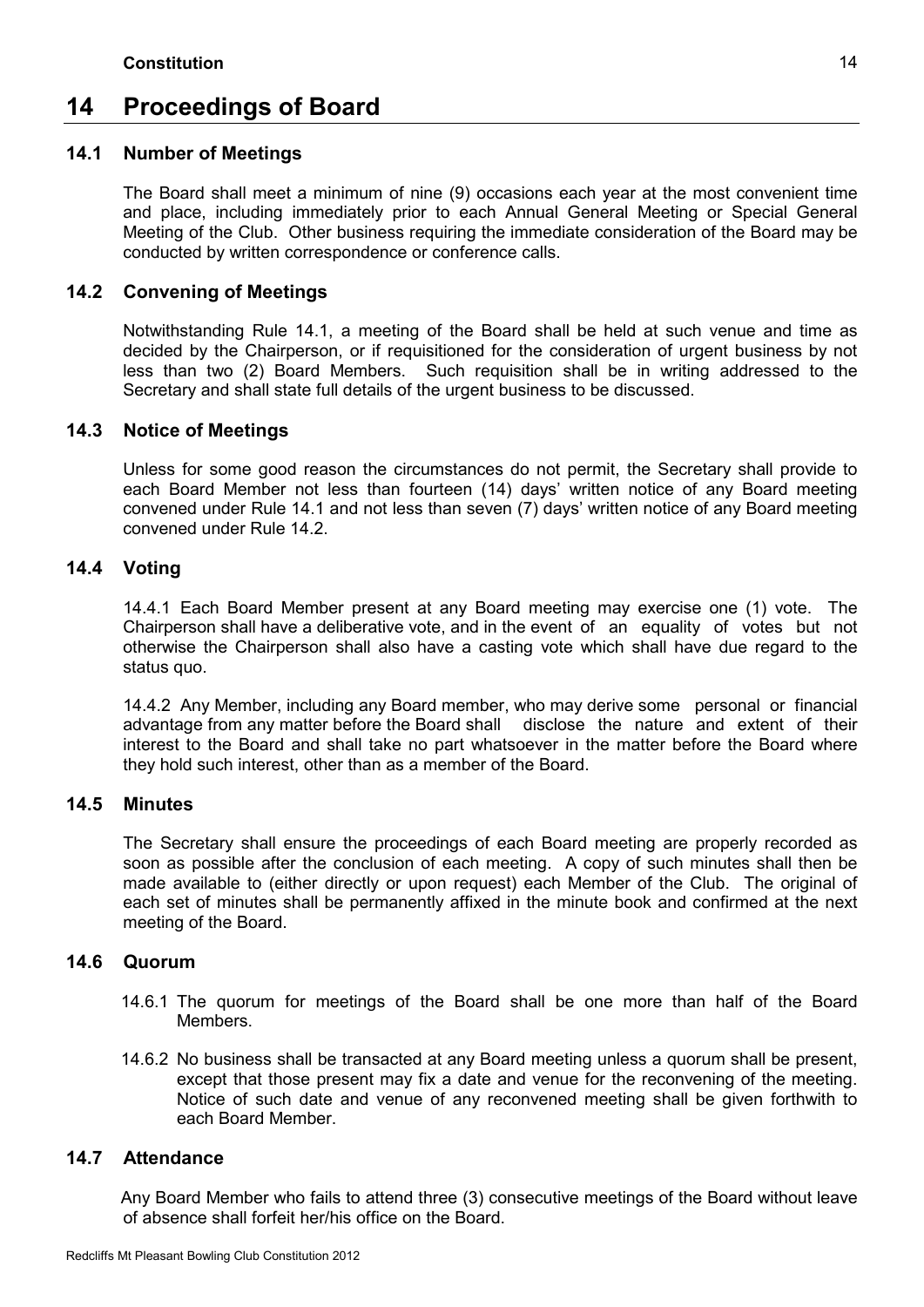# 14 Proceedings of Board

## 14.1 Number of Meetings

The Board shall meet a minimum of nine (9) occasions each year at the most convenient time and place, including immediately prior to each Annual General Meeting or Special General Meeting of the Club. Other business requiring the immediate consideration of the Board may be conducted by written correspondence or conference calls.

## 14.2 Convening of Meetings

Notwithstanding Rule 14.1, a meeting of the Board shall be held at such venue and time as decided by the Chairperson, or if requisitioned for the consideration of urgent business by not less than two (2) Board Members. Such requisition shall be in writing addressed to the Secretary and shall state full details of the urgent business to be discussed.

## 14.3 Notice of Meetings

Unless for some good reason the circumstances do not permit, the Secretary shall provide to each Board Member not less than fourteen (14) days' written notice of any Board meeting convened under Rule 14.1 and not less than seven (7) days' written notice of any Board meeting convened under Rule 14.2.

## 14.4 Voting

14.4.1 Each Board Member present at any Board meeting may exercise one (1) vote. The Chairperson shall have a deliberative vote, and in the event of an equality of votes but not otherwise the Chairperson shall also have a casting vote which shall have due regard to the status quo.

14.4.2 Any Member, including any Board member, who may derive some personal or financial advantage from any matter before the Board shall disclose the nature and extent of their interest to the Board and shall take no part whatsoever in the matter before the Board where they hold such interest, other than as a member of the Board.

## 14.5 Minutes

The Secretary shall ensure the proceedings of each Board meeting are properly recorded as soon as possible after the conclusion of each meeting. A copy of such minutes shall then be made available to (either directly or upon request) each Member of the Club. The original of each set of minutes shall be permanently affixed in the minute book and confirmed at the next meeting of the Board.

## 14.6 Quorum

14.6.1 The quorum for meetings of the Board shall be one more than half of the Board Members.

14.6.2 No business shall be transacted at any Board meeting unless a quorum shall be present, except that those present may fix a date and venue for the reconvening of the meeting. Notice of such date and venue of any reconvened meeting shall be given forthwith to each Board Member.

## 14.7 Attendance

Any Board Member who fails to attend three (3) consecutive meetings of the Board without leave of absence shall forfeit her/his office on the Board.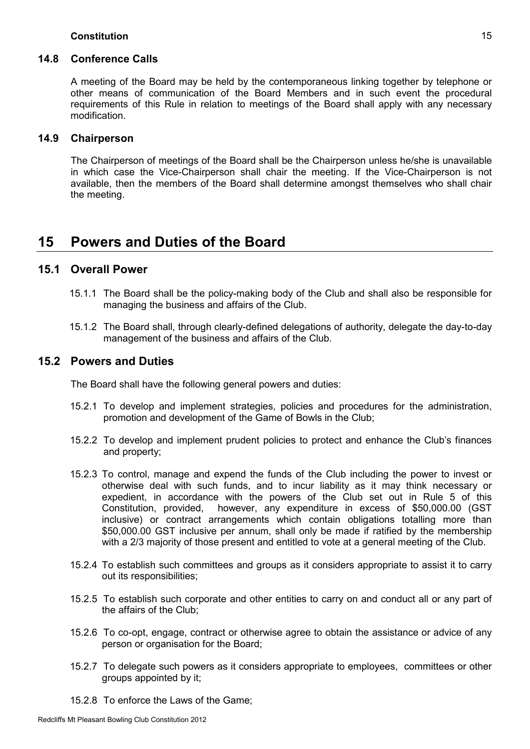### 14.8 Conference Calls

A meeting of the Board may be held by the contemporaneous linking together by telephone or other means of communication of the Board Members and in such event the procedural requirements of this Rule in relation to meetings of the Board shall apply with any necessary modification.

### 14.9 Chairperson

The Chairperson of meetings of the Board shall be the Chairperson unless he/she is unavailable in which case the Vice-Chairperson shall chair the meeting. If the Vice-Chairperson is not available, then the members of the Board shall determine amongst themselves who shall chair the meeting.

# 15 Powers and Duties of the Board

## 15.1 Overall Power

15.1.1 The Board shall be the policy-making body of the Club and shall also be responsible for managing the business and affairs of the Club.

15.1.2 The Board shall, through clearly-defined delegations of authority, delegate the day-to-day management of the business and affairs of the Club.

## 15.2 Powers and Duties

The Board shall have the following general powers and duties:

15.2.1 To develop and implement strategies, policies and procedures for the administration, promotion and development of the Game of Bowls in the Club;

15.2.2 To develop and implement prudent policies to protect and enhance the Club's finances and property;

15.2.3 To control, manage and expend the funds of the Club including the power to invest or otherwise deal with such funds, and to incur liability as it may think necessary or expedient, in accordance with the powers of the Club set out in Rule 5 of this Constitution, provided, however, any expenditure in excess of $50,000.00 (GST inclusive) or contract arrangements which contain obligations totalling more than $50,000.00 GST inclusive per annum, shall only be made if ratified by the membership with a 2/3 majority of those present and entitled to vote at a general meeting of the Club.

15.2.4 To establish such committees and groups as it considers appropriate to assist it to carry out its responsibilities;

15.2.5 To establish such corporate and other entities to carry on and conduct all or any part of the affairs of the Club;

15.2.6 To co-opt, engage, contract or otherwise agree to obtain the assistance or advice of any person or organisation for the Board;

15.2.7 To delegate such powers as it considers appropriate to employees, committees or other groups appointed by it;

15.2.8 To enforce the Laws of the Game;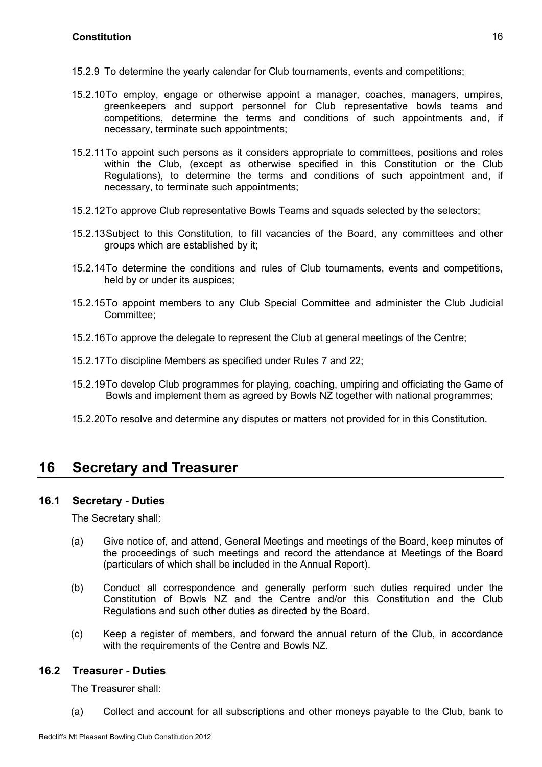15.2.9 To determine the yearly calendar for Club tournaments, events and competitions;

15.2.10 To employ, engage or otherwise appoint a manager, coaches, managers, umpires, greenkeepers and support personnel for Club representative bowls teams and competitions, determine the terms and conditions of such appointments and, if necessary, terminate such appointments;

15.2.11 To appoint such persons as it considers appropriate to committees, positions and roles within the Club, (except as otherwise specified in this Constitution or the Club Regulations), to determine the terms and conditions of such appointment and, if necessary, to terminate such appointments;

15.2.12 To approve Club representative Bowls Teams and squads selected by the selectors;

15.2.13 Subject to this Constitution, to fill vacancies of the Board, any committees and other groups which are established by it;

15.2.14 To determine the conditions and rules of Club tournaments, events and competitions, held by or under its auspices;

15.2.15 To appoint members to any Club Special Committee and administer the Club Judicial Committee;

15.2.16 To approve the delegate to represent the Club at general meetings of the Centre;

15.2.17 To discipline Members as specified under Rules 7 and 22;

15.2.19 To develop Club programmes for playing, coaching, umpiring and officiating the Game of Bowls and implement them as agreed by Bowls NZ together with national programmes;

15.2.20 To resolve and determine any disputes or matters not provided for in this Constitution.

# 16 Secretary and Treasurer

## 16.1 Secretary - Duties

The Secretary shall:

(a) Give notice of, and attend, General Meetings and meetings of the Board, keep minutes of the proceedings of such meetings and record the attendance at Meetings of the Board (particulars of which shall be included in the Annual Report).

(b) Conduct all correspondence and generally perform such duties required under the Constitution of Bowls NZ and the Centre and/or this Constitution and the Club Regulations and such other duties as directed by the Board.

(c) Keep a register of members, and forward the annual return of the Club, in accordance with the requirements of the Centre and Bowls NZ.

## 16.2 Treasurer - Duties

The Treasurer shall:

(a) Collect and account for all subscriptions and other moneys payable to the Club, bank to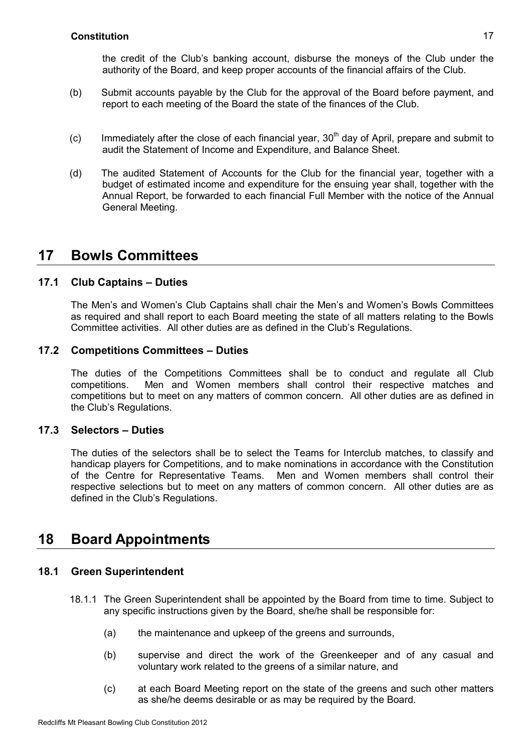the credit of the Club's banking account, disburse the moneys of the Club under the authority of the Board, and keep proper accounts of the financial affairs of the Club.

(b) Submit accounts payable by the Club for the approval of the Board before payment, and report to each meeting of the Board the state of the finances of the Club.

(c) Immediately after the close of each financial year, 30th day of April, prepare and submit to audit the Statement of Income and Expenditure, and Balance Sheet.

(d) The audited Statement of Accounts for the Club for the financial year, together with a budget of estimated income and expenditure for the ensuing year shall, together with the Annual Report, be forwarded to each financial Full Member with the notice of the Annual General Meeting.

# 17 Bowls Committees

## 17.1 Club Captains – Duties

The Men's and Women's Club Captains shall chair the Men's and Women's Bowls Committees as required and shall report to each Board meeting the state of all matters relating to the Bowls Committee activities. All other duties are as defined in the Club's Regulations.

## 17.2 Competitions Committees – Duties

The duties of the Competitions Committees shall be to conduct and regulate all Club competitions. Men and Women members shall control their respective matches and competitions but to meet on any matters of common concern. All other duties are as defined in the Club's Regulations.

## 17.3 Selectors – Duties

The duties of the selectors shall be to select the Teams for Interclub matches, to classify and handicap players for Competitions, and to make nominations in accordance with the Constitution of the Centre for Representative Teams. Men and Women members shall control their respective selections but to meet on any matters of common concern. All other duties are as defined in the Club's Regulations.

# 18 Board Appointments

## 18.1 Green Superintendent

18.1.1 The Green Superintendent shall be appointed by the Board from time to time. Subject to any specific instructions given by the Board, she/he shall be responsible for:

(a) the maintenance and upkeep of the greens and surrounds,

(b) supervise and direct the work of the Greenkeeper and of any casual and voluntary work related to the greens of a similar nature, and

(c) at each Board Meeting report on the state of the greens and such other matters as she/he deems desirable or as may be required by the Board.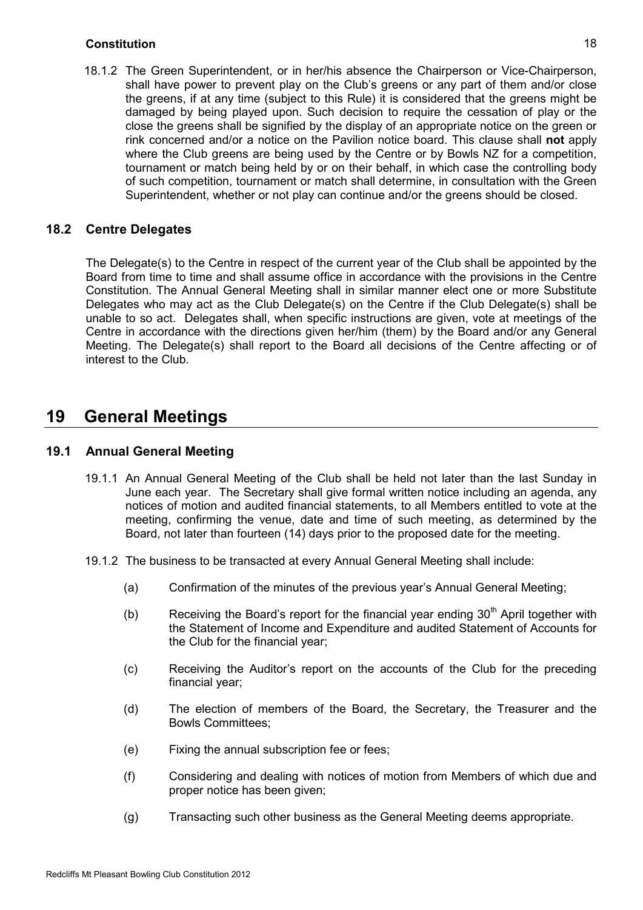18.1.2 The Green Superintendent, or in her/his absence the Chairperson or Vice-Chairperson, shall have power to prevent play on the Club's greens or any part of them and/or close the greens, if at any time (subject to this Rule) it is considered that the greens might be damaged by being played upon. Such decision to require the cessation of play or the close the greens shall be signified by the display of an appropriate notice on the green or rink concerned and/or a notice on the Pavilion notice board. This clause shall **not** apply where the Club greens are being used by the Centre or by Bowls NZ for a competition, tournament or match being held by or on their behalf, in which case the controlling body of such competition, tournament or match shall determine, in consultation with the Green Superintendent, whether or not play can continue and/or the greens should be closed.

### 18.2 Centre Delegates

The Delegate(s) to the Centre in respect of the current year of the Club shall be appointed by the Board from time to time and shall assume office in accordance with the provisions in the Centre Constitution. The Annual General Meeting shall in similar manner elect one or more Substitute Delegates who may act as the Club Delegate(s) on the Centre if the Club Delegate(s) shall be unable to so act. Delegates shall, when specific instructions are given, vote at meetings of the Centre in accordance with the directions given her/him (them) by the Board and/or any General Meeting. The Delegate(s) shall report to the Board all decisions of the Centre affecting or of interest to the Club.

## 19 General Meetings

### 19.1 Annual General Meeting

19.1.1 An Annual General Meeting of the Club shall be held not later than the last Sunday in June each year. The Secretary shall give formal written notice including an agenda, any notices of motion and audited financial statements, to all Members entitled to vote at the meeting, confirming the venue, date and time of such meeting, as determined by the Board, not later than fourteen (14) days prior to the proposed date for the meeting.

19.1.2 The business to be transacted at every Annual General Meeting shall include:

(a) Confirmation of the minutes of the previous year's Annual General Meeting;

(b) Receiving the Board's report for the financial year ending 30th April together with the Statement of Income and Expenditure and audited Statement of Accounts for the Club for the financial year;

(c) Receiving the Auditor's report on the accounts of the Club for the preceding financial year;

(d) The election of members of the Board, the Secretary, the Treasurer and the Bowls Committees;

(e) Fixing the annual subscription fee or fees;

(f) Considering and dealing with notices of motion from Members of which due and proper notice has been given;

(g) Transacting such other business as the General Meeting deems appropriate.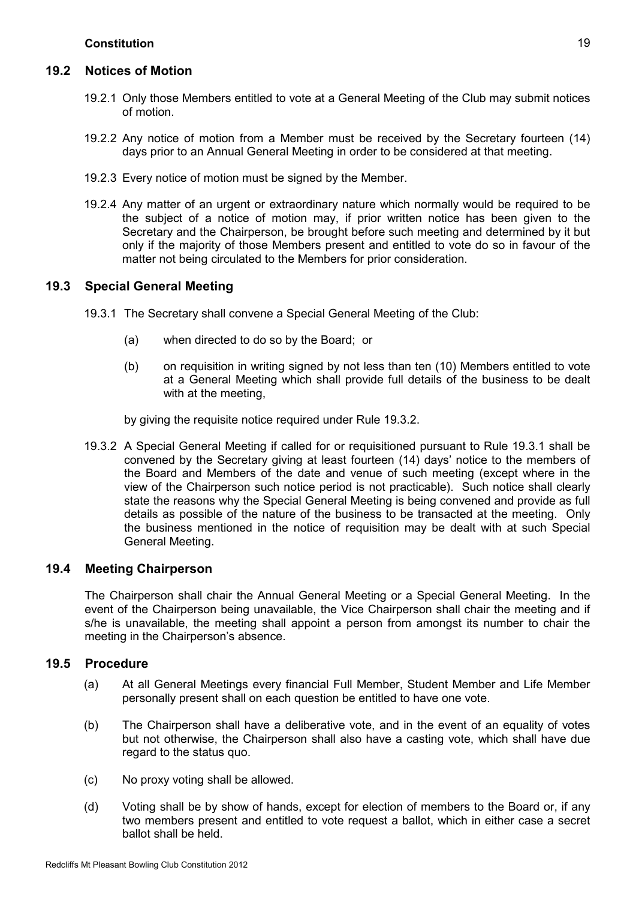## 19.2 Notices of Motion

19.2.1 Only those Members entitled to vote at a General Meeting of the Club may submit notices of motion.

19.2.2 Any notice of motion from a Member must be received by the Secretary fourteen (14) days prior to an Annual General Meeting in order to be considered at that meeting.

19.2.3 Every notice of motion must be signed by the Member.

19.2.4 Any matter of an urgent or extraordinary nature which normally would be required to be the subject of a notice of motion may, if prior written notice has been given to the Secretary and the Chairperson, be brought before such meeting and determined by it but only if the majority of those Members present and entitled to vote do so in favour of the matter not being circulated to the Members for prior consideration.

## 19.3 Special General Meeting

19.3.1 The Secretary shall convene a Special General Meeting of the Club:

(a) when directed to do so by the Board; or

(b) on requisition in writing signed by not less than ten (10) Members entitled to vote at a General Meeting which shall provide full details of the business to be dealt with at the meeting,

by giving the requisite notice required under Rule 19.3.2.

19.3.2 A Special General Meeting if called for or requisitioned pursuant to Rule 19.3.1 shall be convened by the Secretary giving at least fourteen (14) days' notice to the members of the Board and Members of the date and venue of such meeting (except where in the view of the Chairperson such notice period is not practicable). Such notice shall clearly state the reasons why the Special General Meeting is being convened and provide as full details as possible of the nature of the business to be transacted at the meeting. Only the business mentioned in the notice of requisition may be dealt with at such Special General Meeting.

## 19.4 Meeting Chairperson

The Chairperson shall chair the Annual General Meeting or a Special General Meeting. In the event of the Chairperson being unavailable, the Vice Chairperson shall chair the meeting and if s/he is unavailable, the meeting shall appoint a person from amongst its number to chair the meeting in the Chairperson's absence.

## 19.5 Procedure

(a) At all General Meetings every financial Full Member, Student Member and Life Member personally present shall on each question be entitled to have one vote.

(b) The Chairperson shall have a deliberative vote, and in the event of an equality of votes but not otherwise, the Chairperson shall also have a casting vote, which shall have due regard to the status quo.

(c) No proxy voting shall be allowed.

(d) Voting shall be by show of hands, except for election of members to the Board or, if any two members present and entitled to vote request a ballot, which in either case a secret ballot shall be held.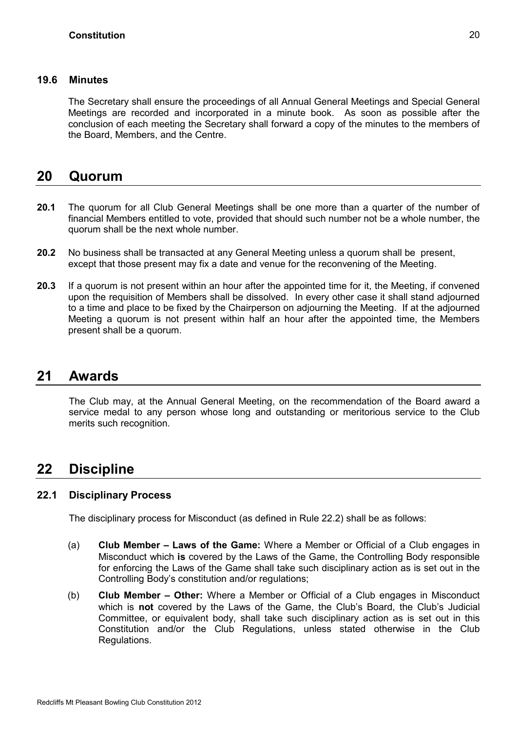### 19.6 Minutes

The Secretary shall ensure the proceedings of all Annual General Meetings and Special General Meetings are recorded and incorporated in a minute book. As soon as possible after the conclusion of each meeting the Secretary shall forward a copy of the minutes to the members of the Board, Members, and the Centre.

## 20 Quorum

**20.1** The quorum for all Club General Meetings shall be one more than a quarter of the number of financial Members entitled to vote, provided that should such number not be a whole number, the quorum shall be the next whole number.

**20.2** No business shall be transacted at any General Meeting unless a quorum shall be present, except that those present may fix a date and venue for the reconvening of the Meeting.

**20.3** If a quorum is not present within an hour after the appointed time for it, the Meeting, if convened upon the requisition of Members shall be dissolved. In every other case it shall stand adjourned to a time and place to be fixed by the Chairperson on adjourning the Meeting. If at the adjourned Meeting a quorum is not present within half an hour after the appointed time, the Members present shall be a quorum.

## 21 Awards

The Club may, at the Annual General Meeting, on the recommendation of the Board award a service medal to any person whose long and outstanding or meritorious service to the Club merits such recognition.

## 22 Discipline

### 22.1 Disciplinary Process

The disciplinary process for Misconduct (as defined in Rule 22.2) shall be as follows:

(a) **Club Member – Laws of the Game:** Where a Member or Official of a Club engages in Misconduct which **is** covered by the Laws of the Game, the Controlling Body responsible for enforcing the Laws of the Game shall take such disciplinary action as is set out in the Controlling Body's constitution and/or regulations;

(b) **Club Member – Other:** Where a Member or Official of a Club engages in Misconduct which is **not** covered by the Laws of the Game, the Club's Board, the Club's Judicial Committee, or equivalent body, shall take such disciplinary action as is set out in this Constitution and/or the Club Regulations, unless stated otherwise in the Club Regulations.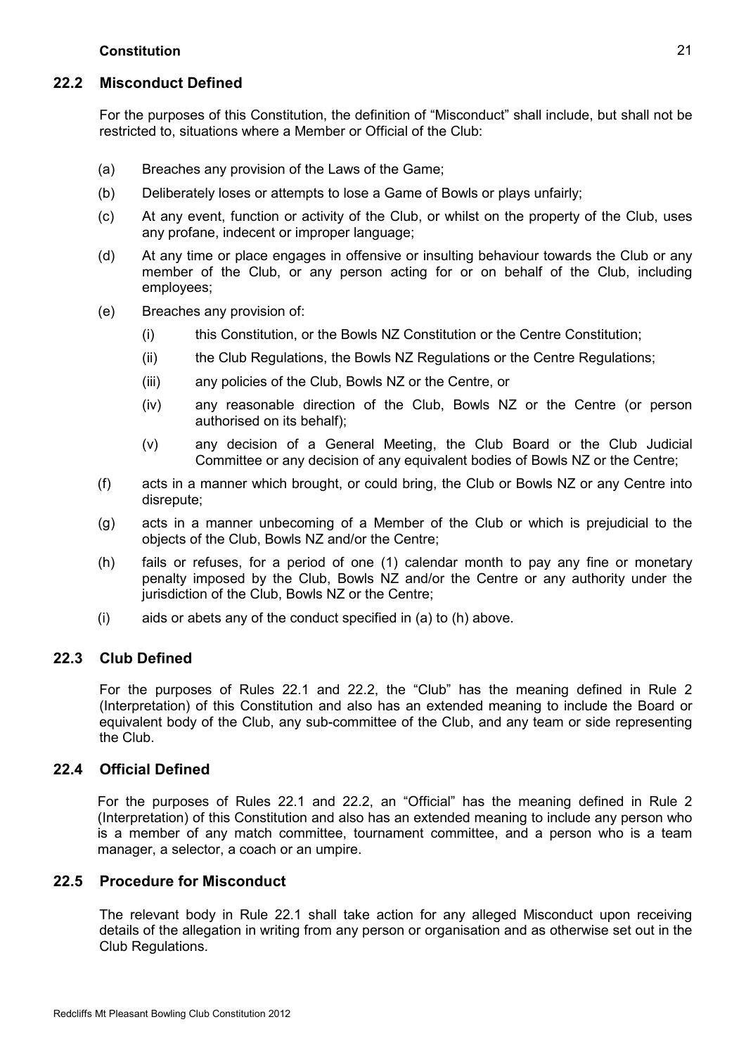## 22.2 Misconduct Defined

For the purposes of this Constitution, the definition of "Misconduct" shall include, but shall not be restricted to, situations where a Member or Official of the Club:

(a) Breaches any provision of the Laws of the Game;

(b) Deliberately loses or attempts to lose a Game of Bowls or plays unfairly;

(c) At any event, function or activity of the Club, or whilst on the property of the Club, uses any profane, indecent or improper language;

(d) At any time or place engages in offensive or insulting behaviour towards the Club or any member of the Club, or any person acting for or on behalf of the Club, including employees;

(e) Breaches any provision of:

  (i) this Constitution, or the Bowls NZ Constitution or the Centre Constitution;

  (ii) the Club Regulations, the Bowls NZ Regulations or the Centre Regulations;

  (iii) any policies of the Club, Bowls NZ or the Centre, or

  (iv) any reasonable direction of the Club, Bowls NZ or the Centre (or person authorised on its behalf);

  (v) any decision of a General Meeting, the Club Board or the Club Judicial Committee or any decision of any equivalent bodies of Bowls NZ or the Centre;

(f) acts in a manner which brought, or could bring, the Club or Bowls NZ or any Centre into disrepute;

(g) acts in a manner unbecoming of a Member of the Club or which is prejudicial to the objects of the Club, Bowls NZ and/or the Centre;

(h) fails or refuses, for a period of one (1) calendar month to pay any fine or monetary penalty imposed by the Club, Bowls NZ and/or the Centre or any authority under the jurisdiction of the Club, Bowls NZ or the Centre;

(i) aids or abets any of the conduct specified in (a) to (h) above.

## 22.3 Club Defined

For the purposes of Rules 22.1 and 22.2, the "Club" has the meaning defined in Rule 2 (Interpretation) of this Constitution and also has an extended meaning to include the Board or equivalent body of the Club, any sub-committee of the Club, and any team or side representing the Club.

## 22.4 Official Defined

For the purposes of Rules 22.1 and 22.2, an "Official" has the meaning defined in Rule 2 (Interpretation) of this Constitution and also has an extended meaning to include any person who is a member of any match committee, tournament committee, and a person who is a team manager, a selector, a coach or an umpire.

## 22.5 Procedure for Misconduct

The relevant body in Rule 22.1 shall take action for any alleged Misconduct upon receiving details of the allegation in writing from any person or organisation and as otherwise set out in the Club Regulations.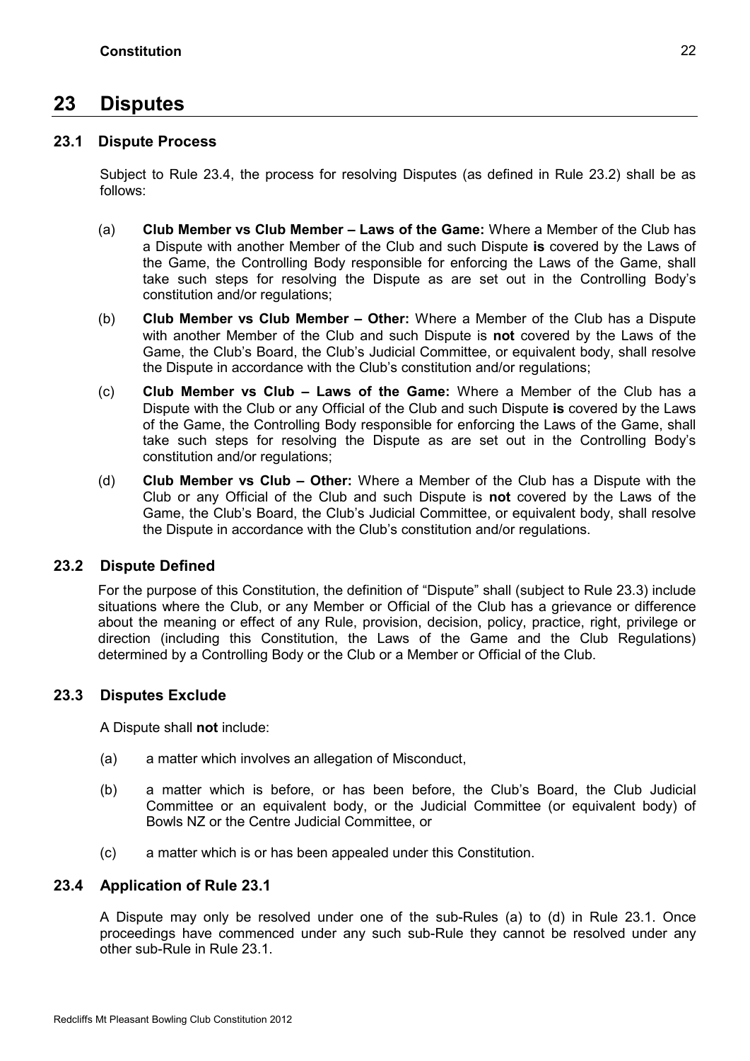# 23 Disputes

## 23.1 Dispute Process

Subject to Rule 23.4, the process for resolving Disputes (as defined in Rule 23.2) shall be as follows:

(a) **Club Member vs Club Member – Laws of the Game:** Where a Member of the Club has a Dispute with another Member of the Club and such Dispute **is** covered by the Laws of the Game, the Controlling Body responsible for enforcing the Laws of the Game, shall take such steps for resolving the Dispute as are set out in the Controlling Body's constitution and/or regulations;

(b) **Club Member vs Club Member – Other:** Where a Member of the Club has a Dispute with another Member of the Club and such Dispute is **not** covered by the Laws of the Game, the Club's Board, the Club's Judicial Committee, or equivalent body, shall resolve the Dispute in accordance with the Club's constitution and/or regulations;

(c) **Club Member vs Club – Laws of the Game:** Where a Member of the Club has a Dispute with the Club or any Official of the Club and such Dispute **is** covered by the Laws of the Game, the Controlling Body responsible for enforcing the Laws of the Game, shall take such steps for resolving the Dispute as are set out in the Controlling Body's constitution and/or regulations;

(d) **Club Member vs Club – Other:** Where a Member of the Club has a Dispute with the Club or any Official of the Club and such Dispute is **not** covered by the Laws of the Game, the Club's Board, the Club's Judicial Committee, or equivalent body, shall resolve the Dispute in accordance with the Club's constitution and/or regulations.

## 23.2 Dispute Defined

For the purpose of this Constitution, the definition of "Dispute" shall (subject to Rule 23.3) include situations where the Club, or any Member or Official of the Club has a grievance or difference about the meaning or effect of any Rule, provision, decision, policy, practice, right, privilege or direction (including this Constitution, the Laws of the Game and the Club Regulations) determined by a Controlling Body or the Club or a Member or Official of the Club.

## 23.3 Disputes Exclude

A Dispute shall **not** include:

(a) a matter which involves an allegation of Misconduct,

(b) a matter which is before, or has been before, the Club's Board, the Club Judicial Committee or an equivalent body, or the Judicial Committee (or equivalent body) of Bowls NZ or the Centre Judicial Committee, or

(c) a matter which is or has been appealed under this Constitution.

## 23.4 Application of Rule 23.1

A Dispute may only be resolved under one of the sub-Rules (a) to (d) in Rule 23.1. Once proceedings have commenced under any such sub-Rule they cannot be resolved under any other sub-Rule in Rule 23.1.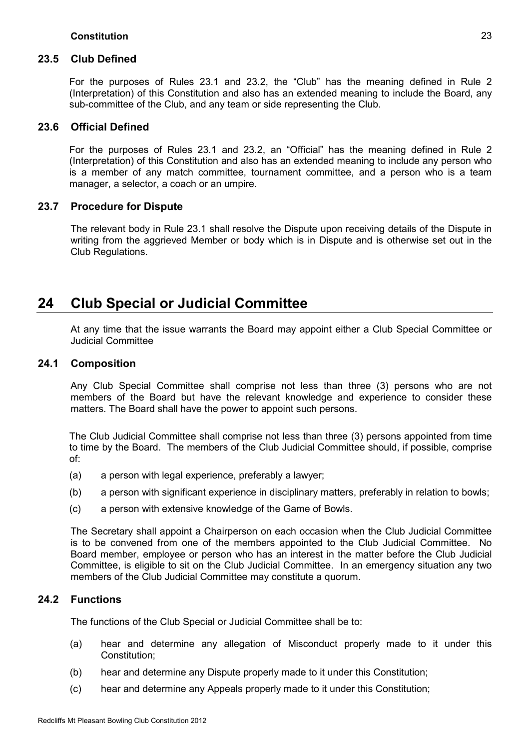### 23.5 Club Defined

For the purposes of Rules 23.1 and 23.2, the "Club" has the meaning defined in Rule 2 (Interpretation) of this Constitution and also has an extended meaning to include the Board, any sub-committee of the Club, and any team or side representing the Club.

### 23.6 Official Defined

For the purposes of Rules 23.1 and 23.2, an "Official" has the meaning defined in Rule 2 (Interpretation) of this Constitution and also has an extended meaning to include any person who is a member of any match committee, tournament committee, and a person who is a team manager, a selector, a coach or an umpire.

### 23.7 Procedure for Dispute

The relevant body in Rule 23.1 shall resolve the Dispute upon receiving details of the Dispute in writing from the aggrieved Member or body which is in Dispute and is otherwise set out in the Club Regulations.

## 24 Club Special or Judicial Committee

At any time that the issue warrants the Board may appoint either a Club Special Committee or Judicial Committee

### 24.1 Composition

Any Club Special Committee shall comprise not less than three (3) persons who are not members of the Board but have the relevant knowledge and experience to consider these matters. The Board shall have the power to appoint such persons.

The Club Judicial Committee shall comprise not less than three (3) persons appointed from time to time by the Board. The members of the Club Judicial Committee should, if possible, comprise of:

(a) a person with legal experience, preferably a lawyer;

(b) a person with significant experience in disciplinary matters, preferably in relation to bowls;

(c) a person with extensive knowledge of the Game of Bowls.

The Secretary shall appoint a Chairperson on each occasion when the Club Judicial Committee is to be convened from one of the members appointed to the Club Judicial Committee. No Board member, employee or person who has an interest in the matter before the Club Judicial Committee, is eligible to sit on the Club Judicial Committee. In an emergency situation any two members of the Club Judicial Committee may constitute a quorum.

### 24.2 Functions

The functions of the Club Special or Judicial Committee shall be to:

(a) hear and determine any allegation of Misconduct properly made to it under this Constitution;

(b) hear and determine any Dispute properly made to it under this Constitution;

(c) hear and determine any Appeals properly made to it under this Constitution;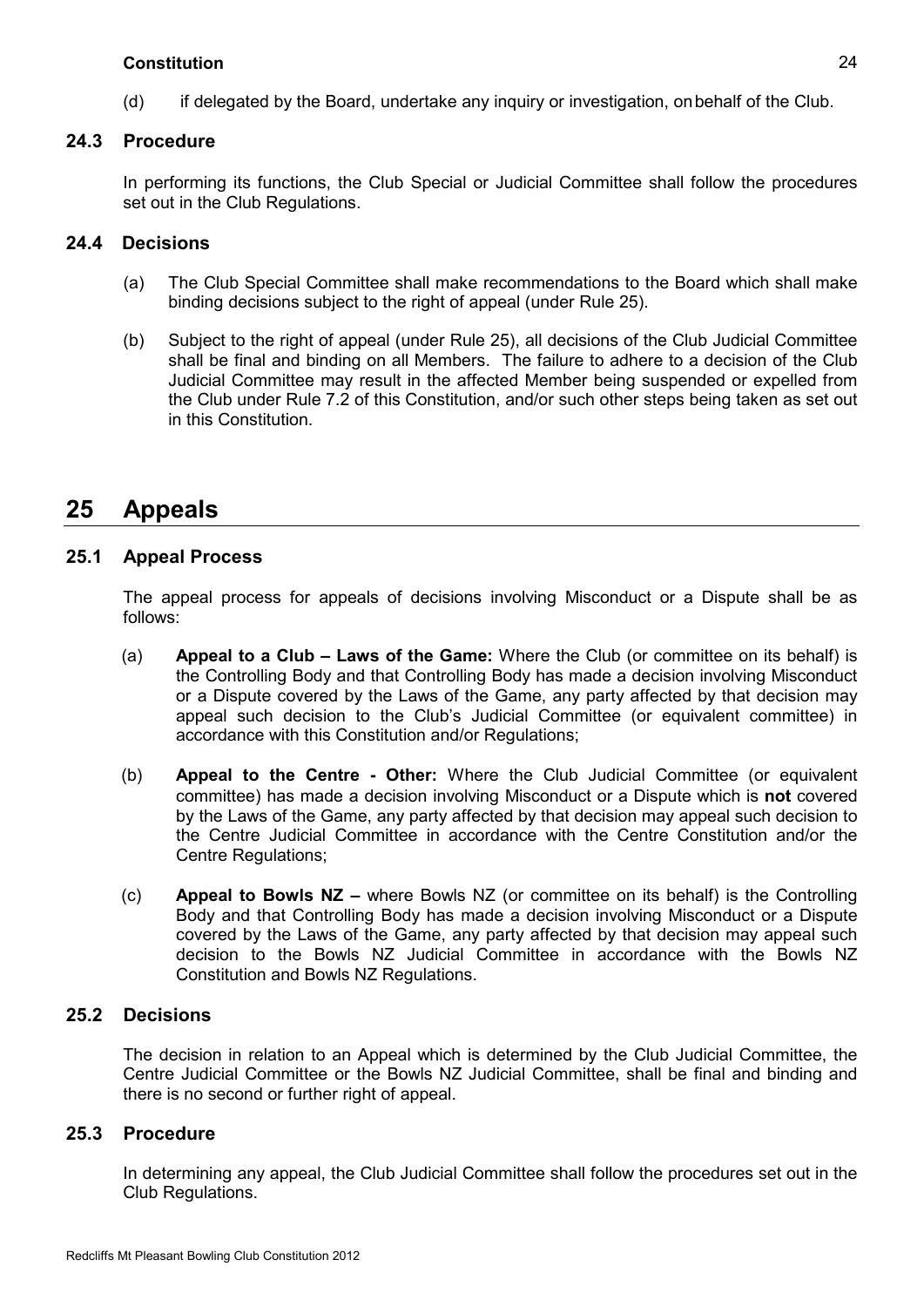(d) if delegated by the Board, undertake any inquiry or investigation, on behalf of the Club.

### 24.3 Procedure

In performing its functions, the Club Special or Judicial Committee shall follow the procedures set out in the Club Regulations.

### 24.4 Decisions

(a) The Club Special Committee shall make recommendations to the Board which shall make binding decisions subject to the right of appeal (under Rule 25).

(b) Subject to the right of appeal (under Rule 25), all decisions of the Club Judicial Committee shall be final and binding on all Members. The failure to adhere to a decision of the Club Judicial Committee may result in the affected Member being suspended or expelled from the Club under Rule 7.2 of this Constitution, and/or such other steps being taken as set out in this Constitution.

## 25 Appeals

### 25.1 Appeal Process

The appeal process for appeals of decisions involving Misconduct or a Dispute shall be as follows:

(a) **Appeal to a Club – Laws of the Game:** Where the Club (or committee on its behalf) is the Controlling Body and that Controlling Body has made a decision involving Misconduct or a Dispute covered by the Laws of the Game, any party affected by that decision may appeal such decision to the Club's Judicial Committee (or equivalent committee) in accordance with this Constitution and/or Regulations;

(b) **Appeal to the Centre - Other:** Where the Club Judicial Committee (or equivalent committee) has made a decision involving Misconduct or a Dispute which is **not** covered by the Laws of the Game, any party affected by that decision may appeal such decision to the Centre Judicial Committee in accordance with the Centre Constitution and/or the Centre Regulations;

(c) **Appeal to Bowls NZ –** where Bowls NZ (or committee on its behalf) is the Controlling Body and that Controlling Body has made a decision involving Misconduct or a Dispute covered by the Laws of the Game, any party affected by that decision may appeal such decision to the Bowls NZ Judicial Committee in accordance with the Bowls NZ Constitution and Bowls NZ Regulations.

### 25.2 Decisions

The decision in relation to an Appeal which is determined by the Club Judicial Committee, the Centre Judicial Committee or the Bowls NZ Judicial Committee, shall be final and binding and there is no second or further right of appeal.

### 25.3 Procedure

In determining any appeal, the Club Judicial Committee shall follow the procedures set out in the Club Regulations.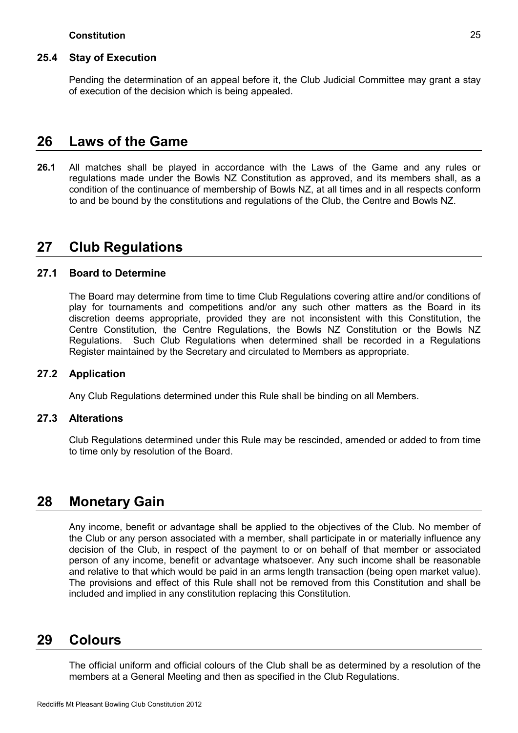### 25.4 Stay of Execution

Pending the determination of an appeal before it, the Club Judicial Committee may grant a stay of execution of the decision which is being appealed.

## 26 Laws of the Game

**26.1** All matches shall be played in accordance with the Laws of the Game and any rules or regulations made under the Bowls NZ Constitution as approved, and its members shall, as a condition of the continuance of membership of Bowls NZ, at all times and in all respects conform to and be bound by the constitutions and regulations of the Club, the Centre and Bowls NZ.

## 27 Club Regulations

### 27.1 Board to Determine

The Board may determine from time to time Club Regulations covering attire and/or conditions of play for tournaments and competitions and/or any such other matters as the Board in its discretion deems appropriate, provided they are not inconsistent with this Constitution, the Centre Constitution, the Centre Regulations, the Bowls NZ Constitution or the Bowls NZ Regulations. Such Club Regulations when determined shall be recorded in a Regulations Register maintained by the Secretary and circulated to Members as appropriate.

### 27.2 Application

Any Club Regulations determined under this Rule shall be binding on all Members.

### 27.3 Alterations

Club Regulations determined under this Rule may be rescinded, amended or added to from time to time only by resolution of the Board.

## 28 Monetary Gain

Any income, benefit or advantage shall be applied to the objectives of the Club. No member of the Club or any person associated with a member, shall participate in or materially influence any decision of the Club, in respect of the payment to or on behalf of that member or associated person of any income, benefit or advantage whatsoever. Any such income shall be reasonable and relative to that which would be paid in an arms length transaction (being open market value). The provisions and effect of this Rule shall not be removed from this Constitution and shall be included and implied in any constitution replacing this Constitution.

## 29 Colours

The official uniform and official colours of the Club shall be as determined by a resolution of the members at a General Meeting and then as specified in the Club Regulations.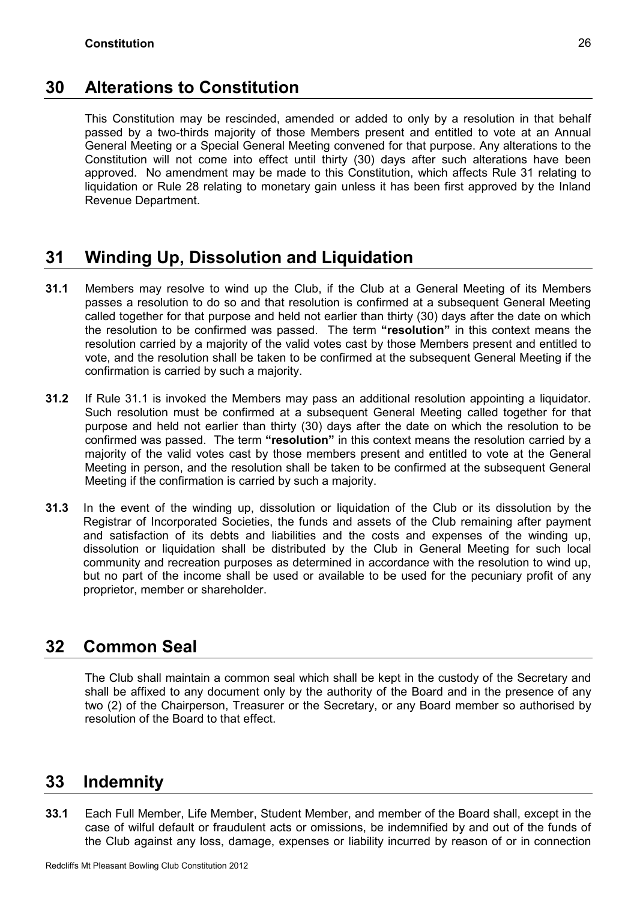## 30 Alterations to Constitution

This Constitution may be rescinded, amended or added to only by a resolution in that behalf passed by a two-thirds majority of those Members present and entitled to vote at an Annual General Meeting or a Special General Meeting convened for that purpose. Any alterations to the Constitution will not come into effect until thirty (30) days after such alterations have been approved. No amendment may be made to this Constitution, which affects Rule 31 relating to liquidation or Rule 28 relating to monetary gain unless it has been first approved by the Inland Revenue Department.

## 31 Winding Up, Dissolution and Liquidation

**31.1** Members may resolve to wind up the Club, if the Club at a General Meeting of its Members passes a resolution to do so and that resolution is confirmed at a subsequent General Meeting called together for that purpose and held not earlier than thirty (30) days after the date on which the resolution to be confirmed was passed. The term **"resolution"** in this context means the resolution carried by a majority of the valid votes cast by those Members present and entitled to vote, and the resolution shall be taken to be confirmed at the subsequent General Meeting if the confirmation is carried by such a majority.

**31.2** If Rule 31.1 is invoked the Members may pass an additional resolution appointing a liquidator. Such resolution must be confirmed at a subsequent General Meeting called together for that purpose and held not earlier than thirty (30) days after the date on which the resolution to be confirmed was passed. The term **"resolution"** in this context means the resolution carried by a majority of the valid votes cast by those members present and entitled to vote at the General Meeting in person, and the resolution shall be taken to be confirmed at the subsequent General Meeting if the confirmation is carried by such a majority.

**31.3** In the event of the winding up, dissolution or liquidation of the Club or its dissolution by the Registrar of Incorporated Societies, the funds and assets of the Club remaining after payment and satisfaction of its debts and liabilities and the costs and expenses of the winding up, dissolution or liquidation shall be distributed by the Club in General Meeting for such local community and recreation purposes as determined in accordance with the resolution to wind up, but no part of the income shall be used or available to be used for the pecuniary profit of any proprietor, member or shareholder.

## 32 Common Seal

The Club shall maintain a common seal which shall be kept in the custody of the Secretary and shall be affixed to any document only by the authority of the Board and in the presence of any two (2) of the Chairperson, Treasurer or the Secretary, or any Board member so authorised by resolution of the Board to that effect.

## 33 Indemnity

**33.1** Each Full Member, Life Member, Student Member, and member of the Board shall, except in the case of wilful default or fraudulent acts or omissions, be indemnified by and out of the funds of the Club against any loss, damage, expenses or liability incurred by reason of or in connection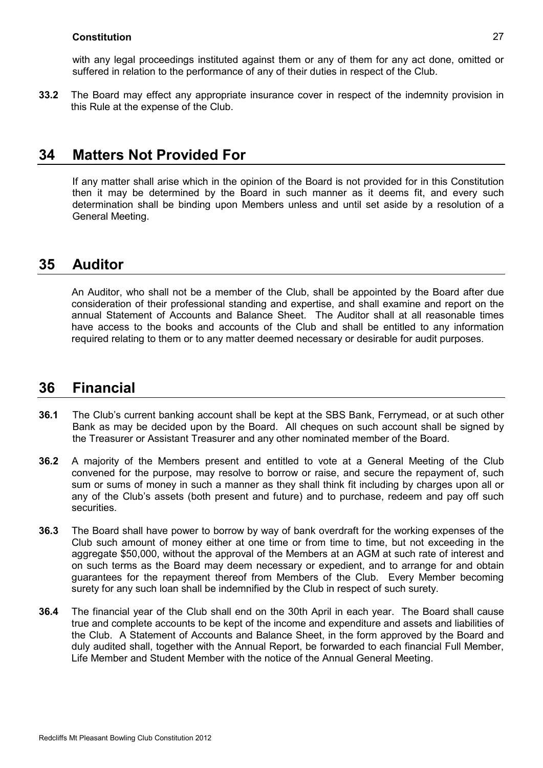with any legal proceedings instituted against them or any of them for any act done, omitted or suffered in relation to the performance of any of their duties in respect of the Club.

**33.2** The Board may effect any appropriate insurance cover in respect of the indemnity provision in this Rule at the expense of the Club.

## 34 Matters Not Provided For

If any matter shall arise which in the opinion of the Board is not provided for in this Constitution then it may be determined by the Board in such manner as it deems fit, and every such determination shall be binding upon Members unless and until set aside by a resolution of a General Meeting.

## 35 Auditor

An Auditor, who shall not be a member of the Club, shall be appointed by the Board after due consideration of their professional standing and expertise, and shall examine and report on the annual Statement of Accounts and Balance Sheet. The Auditor shall at all reasonable times have access to the books and accounts of the Club and shall be entitled to any information required relating to them or to any matter deemed necessary or desirable for audit purposes.

## 36 Financial

**36.1** The Club's current banking account shall be kept at the SBS Bank, Ferrymead, or at such other Bank as may be decided upon by the Board. All cheques on such account shall be signed by the Treasurer or Assistant Treasurer and any other nominated member of the Board.

**36.2** A majority of the Members present and entitled to vote at a General Meeting of the Club convened for the purpose, may resolve to borrow or raise, and secure the repayment of, such sum or sums of money in such a manner as they shall think fit including by charges upon all or any of the Club's assets (both present and future) and to purchase, redeem and pay off such securities.

**36.3** The Board shall have power to borrow by way of bank overdraft for the working expenses of the Club such amount of money either at one time or from time to time, but not exceeding in the aggregate $50,000, without the approval of the Members at an AGM at such rate of interest and on such terms as the Board may deem necessary or expedient, and to arrange for and obtain guarantees for the repayment thereof from Members of the Club. Every Member becoming surety for any such loan shall be indemnified by the Club in respect of such surety.

**36.4** The financial year of the Club shall end on the 30th April in each year. The Board shall cause true and complete accounts to be kept of the income and expenditure and assets and liabilities of the Club. A Statement of Accounts and Balance Sheet, in the form approved by the Board and duly audited shall, together with the Annual Report, be forwarded to each financial Full Member, Life Member and Student Member with the notice of the Annual General Meeting.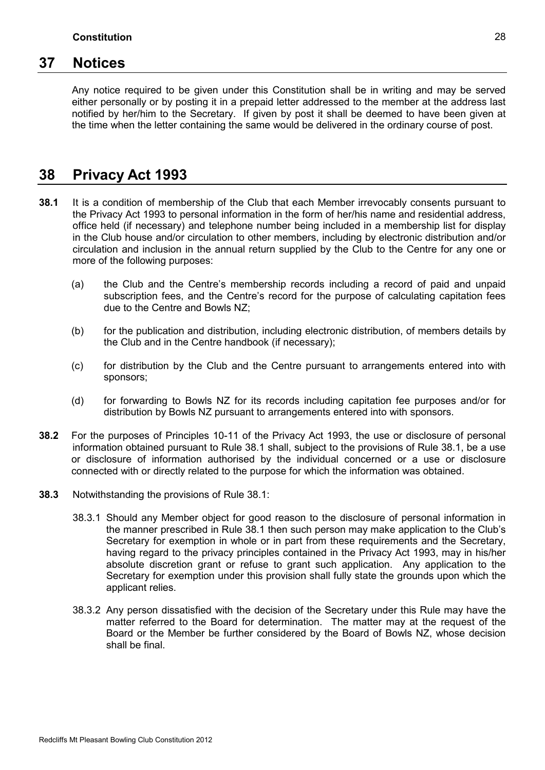## 37 Notices

Any notice required to be given under this Constitution shall be in writing and may be served either personally or by posting it in a prepaid letter addressed to the member at the address last notified by her/him to the Secretary. If given by post it shall be deemed to have been given at the time when the letter containing the same would be delivered in the ordinary course of post.

## 38 Privacy Act 1993

**38.1** It is a condition of membership of the Club that each Member irrevocably consents pursuant to the Privacy Act 1993 to personal information in the form of her/his name and residential address, office held (if necessary) and telephone number being included in a membership list for display in the Club house and/or circulation to other members, including by electronic distribution and/or circulation and inclusion in the annual return supplied by the Club to the Centre for any one or more of the following purposes:

(a) the Club and the Centre's membership records including a record of paid and unpaid subscription fees, and the Centre's record for the purpose of calculating capitation fees due to the Centre and Bowls NZ;

(b) for the publication and distribution, including electronic distribution, of members details by the Club and in the Centre handbook (if necessary);

(c) for distribution by the Club and the Centre pursuant to arrangements entered into with sponsors;

(d) for forwarding to Bowls NZ for its records including capitation fee purposes and/or for distribution by Bowls NZ pursuant to arrangements entered into with sponsors.

**38.2** For the purposes of Principles 10-11 of the Privacy Act 1993, the use or disclosure of personal information obtained pursuant to Rule 38.1 shall, subject to the provisions of Rule 38.1, be a use or disclosure of information authorised by the individual concerned or a use or disclosure connected with or directly related to the purpose for which the information was obtained.

**38.3** Notwithstanding the provisions of Rule 38.1:

38.3.1 Should any Member object for good reason to the disclosure of personal information in the manner prescribed in Rule 38.1 then such person may make application to the Club's Secretary for exemption in whole or in part from these requirements and the Secretary, having regard to the privacy principles contained in the Privacy Act 1993, may in his/her absolute discretion grant or refuse to grant such application. Any application to the Secretary for exemption under this provision shall fully state the grounds upon which the applicant relies.

38.3.2 Any person dissatisfied with the decision of the Secretary under this Rule may have the matter referred to the Board for determination. The matter may at the request of the Board or the Member be further considered by the Board of Bowls NZ, whose decision shall be final.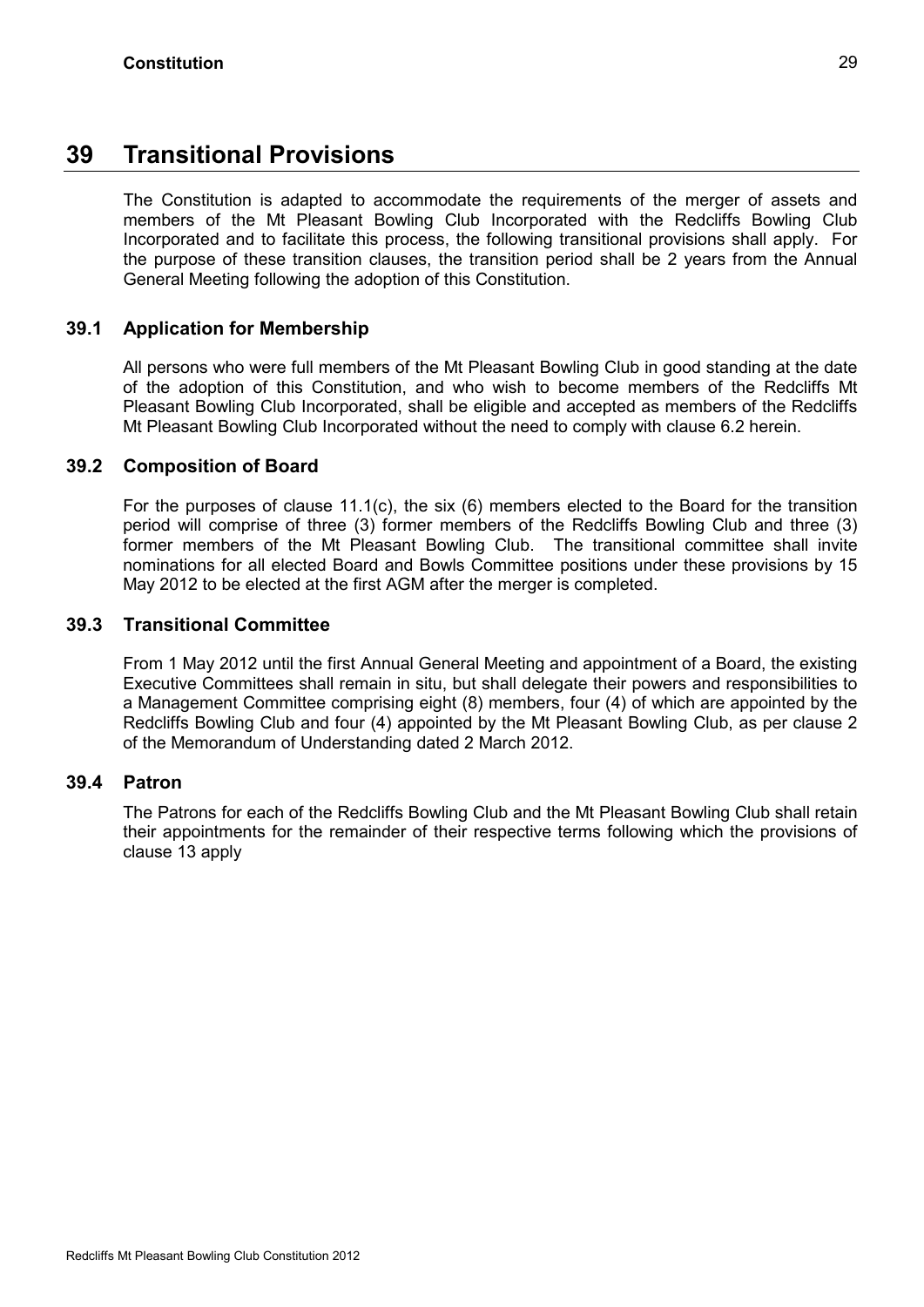# 39 Transitional Provisions

The Constitution is adapted to accommodate the requirements of the merger of assets and members of the Mt Pleasant Bowling Club Incorporated with the Redcliffs Bowling Club Incorporated and to facilitate this process, the following transitional provisions shall apply. For the purpose of these transition clauses, the transition period shall be 2 years from the Annual General Meeting following the adoption of this Constitution.

## 39.1 Application for Membership

All persons who were full members of the Mt Pleasant Bowling Club in good standing at the date of the adoption of this Constitution, and who wish to become members of the Redcliffs Mt Pleasant Bowling Club Incorporated, shall be eligible and accepted as members of the Redcliffs Mt Pleasant Bowling Club Incorporated without the need to comply with clause 6.2 herein.

## 39.2 Composition of Board

For the purposes of clause 11.1(c), the six (6) members elected to the Board for the transition period will comprise of three (3) former members of the Redcliffs Bowling Club and three (3) former members of the Mt Pleasant Bowling Club. The transitional committee shall invite nominations for all elected Board and Bowls Committee positions under these provisions by 15 May 2012 to be elected at the first AGM after the merger is completed.

## 39.3 Transitional Committee

From 1 May 2012 until the first Annual General Meeting and appointment of a Board, the existing Executive Committees shall remain in situ, but shall delegate their powers and responsibilities to a Management Committee comprising eight (8) members, four (4) of which are appointed by the Redcliffs Bowling Club and four (4) appointed by the Mt Pleasant Bowling Club, as per clause 2 of the Memorandum of Understanding dated 2 March 2012.

## 39.4 Patron

The Patrons for each of the Redcliffs Bowling Club and the Mt Pleasant Bowling Club shall retain their appointments for the remainder of their respective terms following which the provisions of clause 13 apply